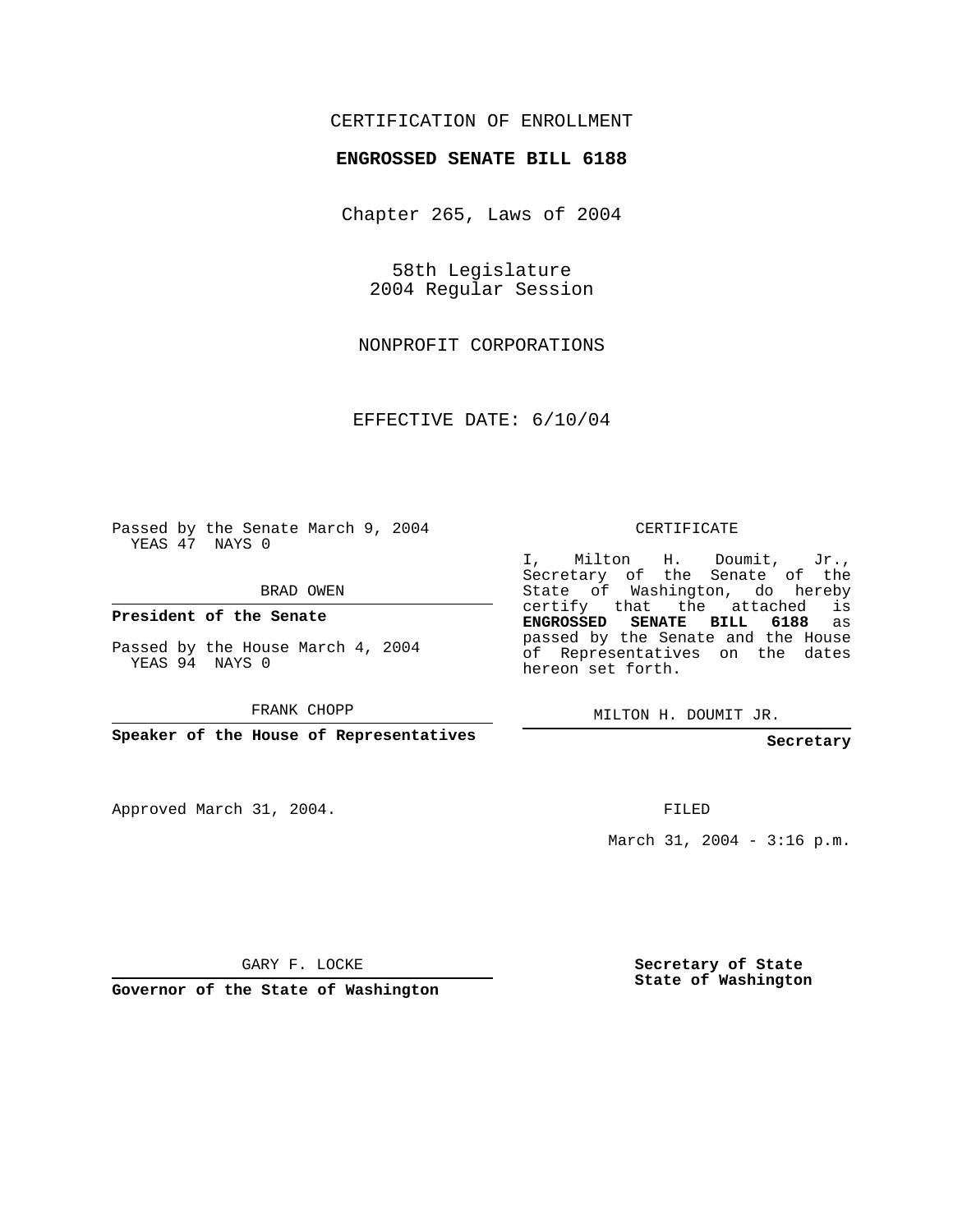CERTIFICATION OF ENROLLMENT

**ENGROSSED SENATE BILL 6188**

Chapter 265, Laws of 2004

58th Legislature
2004 Regular Session

NONPROFIT CORPORATIONS

EFFECTIVE DATE: 6/10/04

Passed by the Senate March 9, 2004
YEAS 47 NAYS 0

BRAD OWEN

**President of the Senate**

Passed by the House March 4, 2004
YEAS 94 NAYS 0

FRANK CHOPP

**Speaker of the House of Representatives**

CERTIFICATE

I, Milton H. Doumit, Jr., Secretary of the Senate of the State of Washington, do hereby certify that the attached is **ENGROSSED SENATE BILL 6188** as passed by the Senate and the House of Representatives on the dates hereon set forth.

MILTON H. DOUMIT JR.

**Secretary**

Approved March 31, 2004.

FILED

March 31, 2004 - 3:16 p.m.

GARY F. LOCKE

**Governor of the State of Washington**

**Secretary of State**
**State of Washington**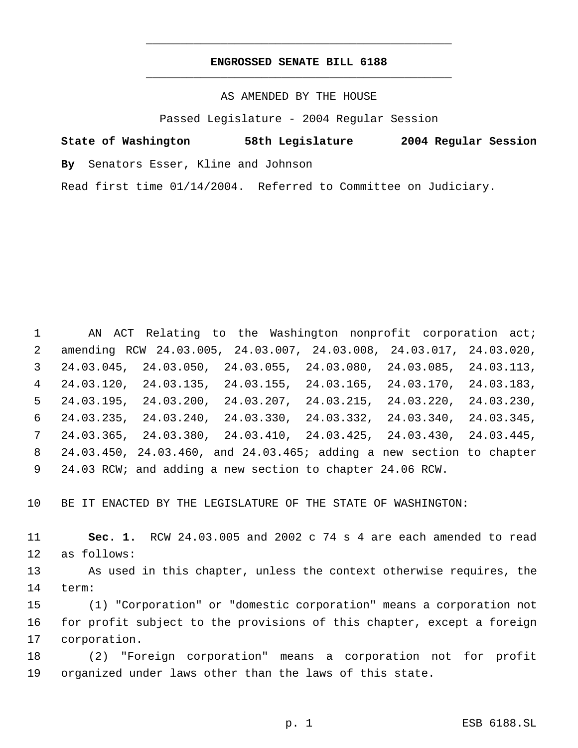# ENGROSSED SENATE BILL 6188

AS AMENDED BY THE HOUSE

Passed Legislature - 2004 Regular Session

**State of Washington 58th Legislature 2004 Regular Session**

**By** Senators Esser, Kline and Johnson

Read first time 01/14/2004. Referred to Committee on Judiciary.

AN ACT Relating to the Washington nonprofit corporation act; amending RCW 24.03.005, 24.03.007, 24.03.008, 24.03.017, 24.03.020, 24.03.045, 24.03.050, 24.03.055, 24.03.080, 24.03.085, 24.03.113, 24.03.120, 24.03.135, 24.03.155, 24.03.165, 24.03.170, 24.03.183, 24.03.195, 24.03.200, 24.03.207, 24.03.215, 24.03.220, 24.03.230, 24.03.235, 24.03.240, 24.03.330, 24.03.332, 24.03.340, 24.03.345, 24.03.365, 24.03.380, 24.03.410, 24.03.425, 24.03.430, 24.03.445, 24.03.450, 24.03.460, and 24.03.465; adding a new section to chapter 24.03 RCW; and adding a new section to chapter 24.06 RCW.

BE IT ENACTED BY THE LEGISLATURE OF THE STATE OF WASHINGTON:

**Sec. 1.** RCW 24.03.005 and 2002 c 74 s 4 are each amended to read as follows:

As used in this chapter, unless the context otherwise requires, the term:

(1) "Corporation" or "domestic corporation" means a corporation not for profit subject to the provisions of this chapter, except a foreign corporation.

(2) "Foreign corporation" means a corporation not for profit organized under laws other than the laws of this state.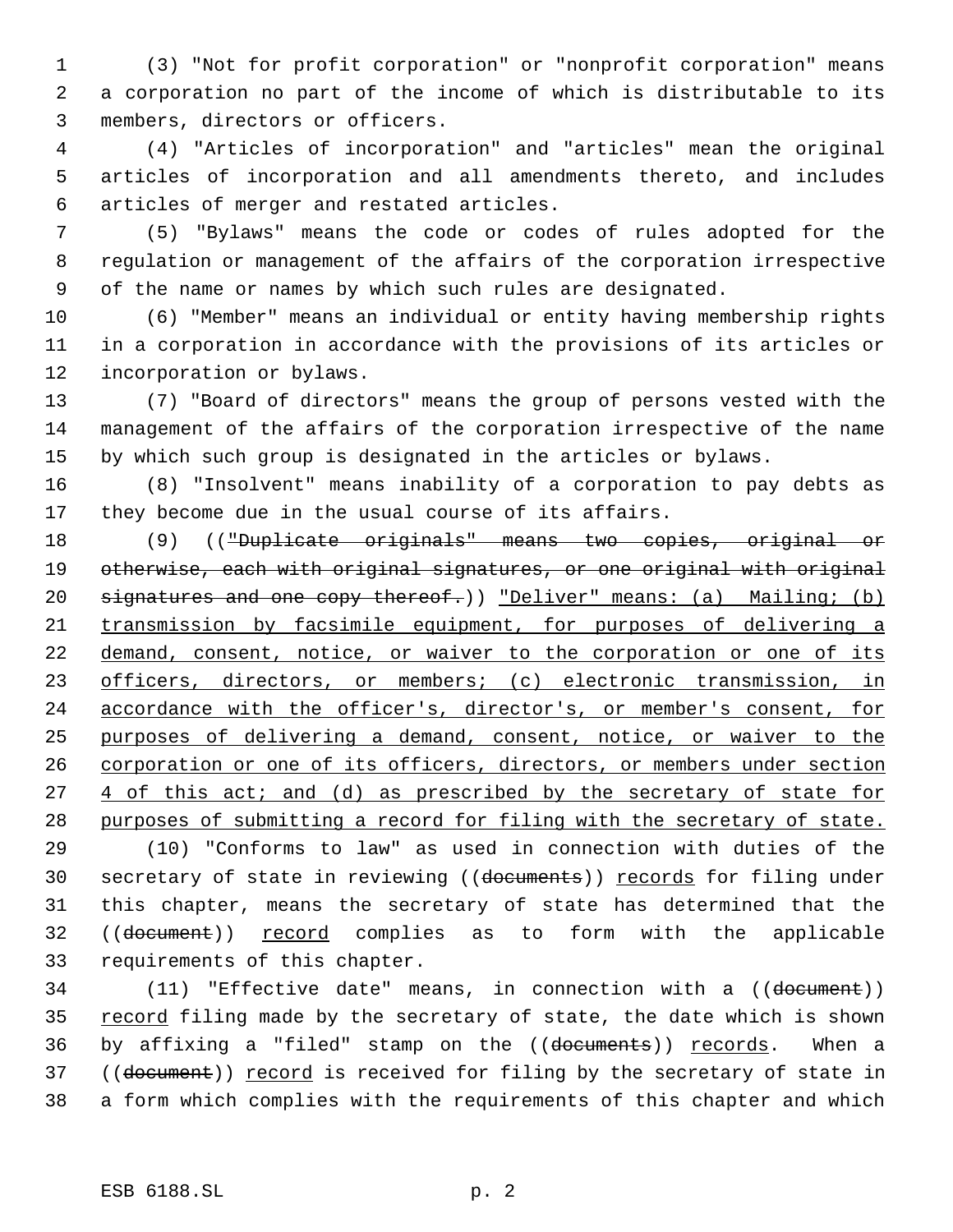(3) "Not for profit corporation" or "nonprofit corporation" means a corporation no part of the income of which is distributable to its members, directors or officers.

(4) "Articles of incorporation" and "articles" mean the original articles of incorporation and all amendments thereto, and includes articles of merger and restated articles.

(5) "Bylaws" means the code or codes of rules adopted for the regulation or management of the affairs of the corporation irrespective of the name or names by which such rules are designated.

(6) "Member" means an individual or entity having membership rights in a corporation in accordance with the provisions of its articles or incorporation or bylaws.

(7) "Board of directors" means the group of persons vested with the management of the affairs of the corporation irrespective of the name by which such group is designated in the articles or bylaws.

(8) "Insolvent" means inability of a corporation to pay debts as they become due in the usual course of its affairs.

(9) ((~~"Duplicate originals" means two copies, original or otherwise, each with original signatures, or one original with original signatures and one copy thereof.~~)) "Deliver" means: (a) Mailing; (b) transmission by facsimile equipment, for purposes of delivering a demand, consent, notice, or waiver to the corporation or one of its officers, directors, or members; (c) electronic transmission, in accordance with the officer's, director's, or member's consent, for purposes of delivering a demand, consent, notice, or waiver to the corporation or one of its officers, directors, or members under section 4 of this act; and (d) as prescribed by the secretary of state for purposes of submitting a record for filing with the secretary of state.

(10) "Conforms to law" as used in connection with duties of the secretary of state in reviewing ((~~documents~~)) records for filing under this chapter, means the secretary of state has determined that the ((~~document~~)) record complies as to form with the applicable requirements of this chapter.

(11) "Effective date" means, in connection with a ((~~document~~)) record filing made by the secretary of state, the date which is shown by affixing a "filed" stamp on the ((~~documents~~)) records. When a ((~~document~~)) record is received for filing by the secretary of state in a form which complies with the requirements of this chapter and which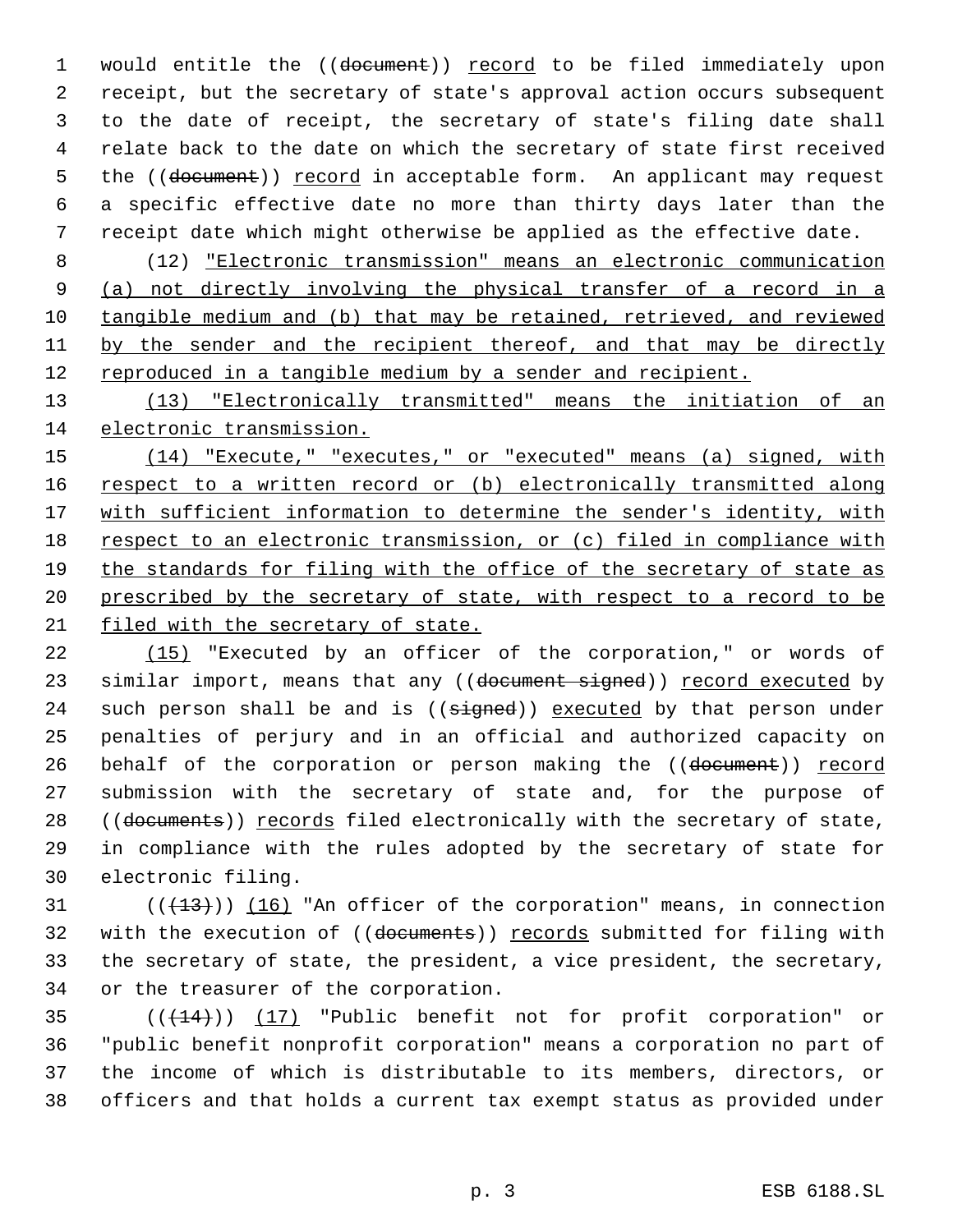would entitle the ((~~document~~)) <u>record</u> to be filed immediately upon receipt, but the secretary of state's approval action occurs subsequent to the date of receipt, the secretary of state's filing date shall relate back to the date on which the secretary of state first received the ((~~document~~)) <u>record</u> in acceptable form. An applicant may request a specific effective date no more than thirty days later than the receipt date which might otherwise be applied as the effective date.

(12) <u>"Electronic transmission" means an electronic communication (a) not directly involving the physical transfer of a record in a tangible medium and (b) that may be retained, retrieved, and reviewed by the sender and the recipient thereof, and that may be directly reproduced in a tangible medium by a sender and recipient.</u>

<u>(13) "Electronically transmitted" means the initiation of an electronic transmission.</u>

<u>(14) "Execute," "executes," or "executed" means (a) signed, with respect to a written record or (b) electronically transmitted along with sufficient information to determine the sender's identity, with respect to an electronic transmission, or (c) filed in compliance with the standards for filing with the office of the secretary of state as prescribed by the secretary of state, with respect to a record to be filed with the secretary of state.</u>

<u>(15)</u> "Executed by an officer of the corporation," or words of similar import, means that any ((~~document signed~~)) <u>record executed</u> by such person shall be and is ((~~signed~~)) <u>executed</u> by that person under penalties of perjury and in an official and authorized capacity on behalf of the corporation or person making the ((~~document~~)) <u>record</u> submission with the secretary of state and, for the purpose of ((~~documents~~)) <u>records</u> filed electronically with the secretary of state, in compliance with the rules adopted by the secretary of state for electronic filing.

((~~(13)~~)) <u>(16)</u> "An officer of the corporation" means, in connection with the execution of ((~~documents~~)) <u>records</u> submitted for filing with the secretary of state, the president, a vice president, the secretary, or the treasurer of the corporation.

((~~(14)~~)) <u>(17)</u> "Public benefit not for profit corporation" or "public benefit nonprofit corporation" means a corporation no part of the income of which is distributable to its members, directors, or officers and that holds a current tax exempt status as provided under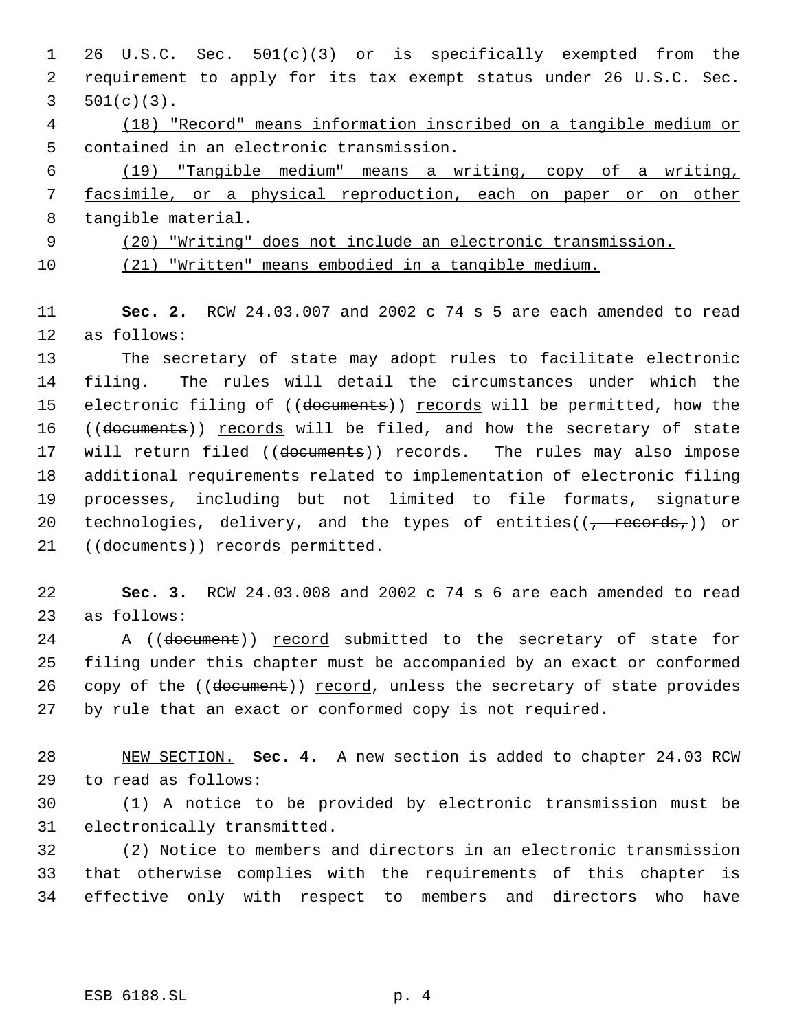26 U.S.C. Sec. 501(c)(3) or is specifically exempted from the requirement to apply for its tax exempt status under 26 U.S.C. Sec. 501(c)(3).

(18) "Record" means information inscribed on a tangible medium or contained in an electronic transmission.

(19) "Tangible medium" means a writing, copy of a writing, facsimile, or a physical reproduction, each on paper or on other tangible material.

(20) "Writing" does not include an electronic transmission.

(21) "Written" means embodied in a tangible medium.

**Sec. 2.** RCW 24.03.007 and 2002 c 74 s 5 are each amended to read as follows:

The secretary of state may adopt rules to facilitate electronic filing. The rules will detail the circumstances under which the electronic filing of ((~~documents~~)) records will be permitted, how the ((~~documents~~)) records will be filed, and how the secretary of state will return filed ((~~documents~~)) records. The rules may also impose additional requirements related to implementation of electronic filing processes, including but not limited to file formats, signature technologies, delivery, and the types of entities((~~, records,~~)) or ((~~documents~~)) records permitted.

**Sec. 3.** RCW 24.03.008 and 2002 c 74 s 6 are each amended to read as follows:

A ((~~document~~)) record submitted to the secretary of state for filing under this chapter must be accompanied by an exact or conformed copy of the ((~~document~~)) record, unless the secretary of state provides by rule that an exact or conformed copy is not required.

NEW SECTION. **Sec. 4.** A new section is added to chapter 24.03 RCW to read as follows:

(1) A notice to be provided by electronic transmission must be electronically transmitted.

(2) Notice to members and directors in an electronic transmission that otherwise complies with the requirements of this chapter is effective only with respect to members and directors who have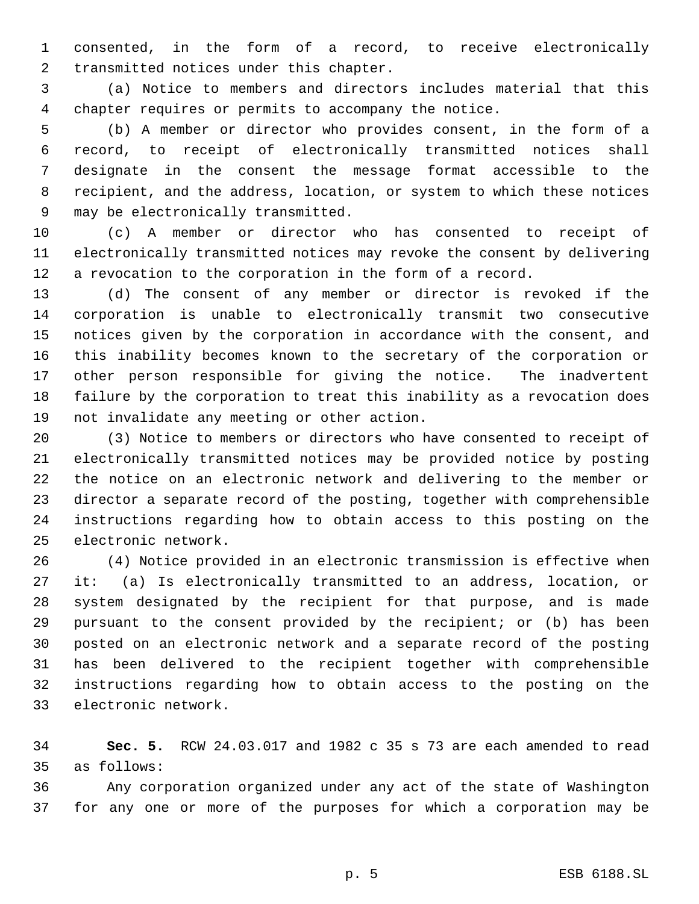consented, in the form of a record, to receive electronically transmitted notices under this chapter.

(a) Notice to members and directors includes material that this chapter requires or permits to accompany the notice.

(b) A member or director who provides consent, in the form of a record, to receipt of electronically transmitted notices shall designate in the consent the message format accessible to the recipient, and the address, location, or system to which these notices may be electronically transmitted.

(c) A member or director who has consented to receipt of electronically transmitted notices may revoke the consent by delivering a revocation to the corporation in the form of a record.

(d) The consent of any member or director is revoked if the corporation is unable to electronically transmit two consecutive notices given by the corporation in accordance with the consent, and this inability becomes known to the secretary of the corporation or other person responsible for giving the notice. The inadvertent failure by the corporation to treat this inability as a revocation does not invalidate any meeting or other action.

(3) Notice to members or directors who have consented to receipt of electronically transmitted notices may be provided notice by posting the notice on an electronic network and delivering to the member or director a separate record of the posting, together with comprehensible instructions regarding how to obtain access to this posting on the electronic network.

(4) Notice provided in an electronic transmission is effective when it: (a) Is electronically transmitted to an address, location, or system designated by the recipient for that purpose, and is made pursuant to the consent provided by the recipient; or (b) has been posted on an electronic network and a separate record of the posting has been delivered to the recipient together with comprehensible instructions regarding how to obtain access to the posting on the electronic network.

**Sec. 5.** RCW 24.03.017 and 1982 c 35 s 73 are each amended to read as follows:

Any corporation organized under any act of the state of Washington for any one or more of the purposes for which a corporation may be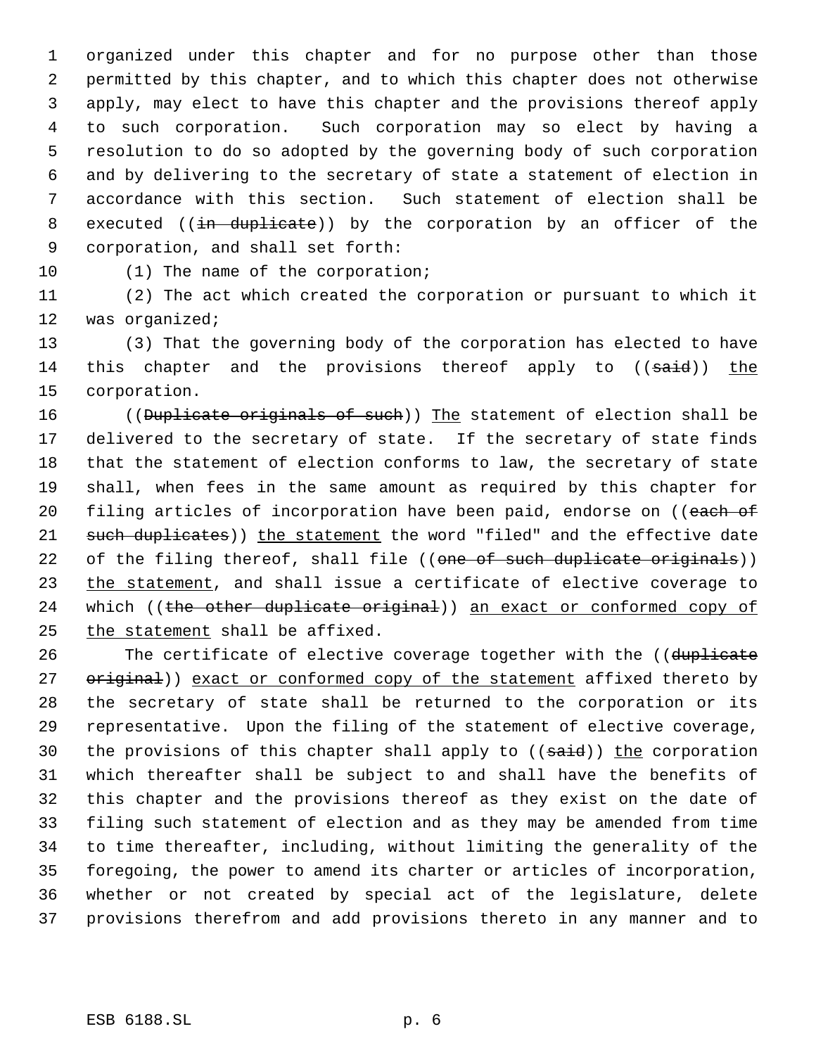organized under this chapter and for no purpose other than those permitted by this chapter, and to which this chapter does not otherwise apply, may elect to have this chapter and the provisions thereof apply to such corporation. Such corporation may so elect by having a resolution to do so adopted by the governing body of such corporation and by delivering to the secretary of state a statement of election in accordance with this section. Such statement of election shall be executed ((~~in duplicate~~)) by the corporation by an officer of the corporation, and shall set forth:

(1) The name of the corporation;

(2) The act which created the corporation or pursuant to which it was organized;

(3) That the governing body of the corporation has elected to have this chapter and the provisions thereof apply to ((~~said~~)) <u>the</u> corporation.

((~~Duplicate originals of such~~)) <u>The</u> statement of election shall be delivered to the secretary of state. If the secretary of state finds that the statement of election conforms to law, the secretary of state shall, when fees in the same amount as required by this chapter for filing articles of incorporation have been paid, endorse on ((~~each of such duplicates~~)) <u>the statement</u> the word "filed" and the effective date of the filing thereof, shall file ((~~one of such duplicate originals~~)) <u>the statement</u>, and shall issue a certificate of elective coverage to which ((~~the other duplicate original~~)) <u>an exact or conformed copy of the statement</u> shall be affixed.

The certificate of elective coverage together with the ((~~duplicate original~~)) <u>exact or conformed copy of the statement</u> affixed thereto by the secretary of state shall be returned to the corporation or its representative. Upon the filing of the statement of elective coverage, the provisions of this chapter shall apply to ((~~said~~)) <u>the</u> corporation which thereafter shall be subject to and shall have the benefits of this chapter and the provisions thereof as they exist on the date of filing such statement of election and as they may be amended from time to time thereafter, including, without limiting the generality of the foregoing, the power to amend its charter or articles of incorporation, whether or not created by special act of the legislature, delete provisions therefrom and add provisions thereto in any manner and to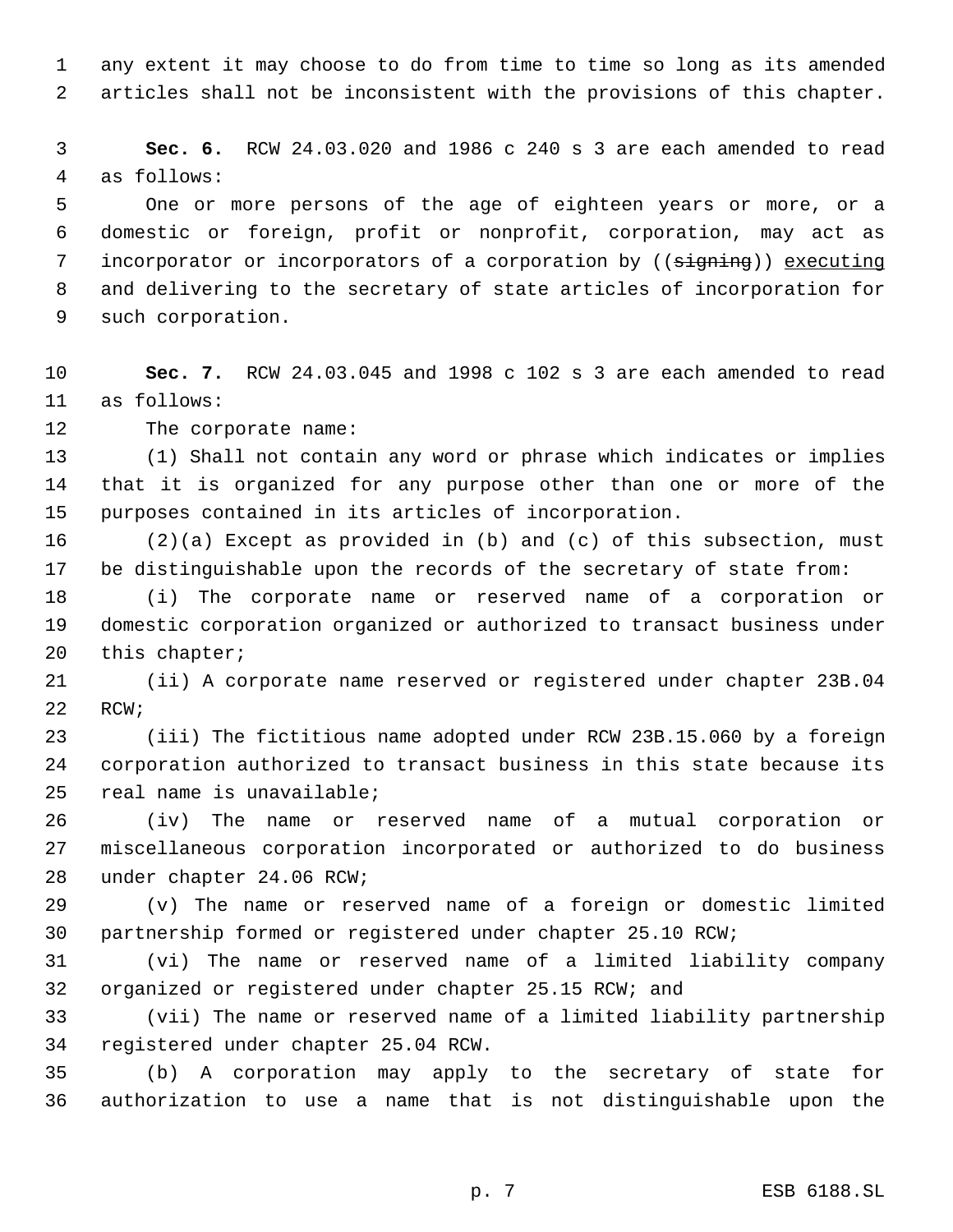any extent it may choose to do from time to time so long as its amended articles shall not be inconsistent with the provisions of this chapter.

**Sec. 6.** RCW 24.03.020 and 1986 c 240 s 3 are each amended to read as follows:

One or more persons of the age of eighteen years or more, or a domestic or foreign, profit or nonprofit, corporation, may act as incorporator or incorporators of a corporation by ((~~signing~~)) <u>executing</u> and delivering to the secretary of state articles of incorporation for such corporation.

**Sec. 7.** RCW 24.03.045 and 1998 c 102 s 3 are each amended to read as follows:

The corporate name:

(1) Shall not contain any word or phrase which indicates or implies that it is organized for any purpose other than one or more of the purposes contained in its articles of incorporation.

(2)(a) Except as provided in (b) and (c) of this subsection, must be distinguishable upon the records of the secretary of state from:

(i) The corporate name or reserved name of a corporation or domestic corporation organized or authorized to transact business under this chapter;

(ii) A corporate name reserved or registered under chapter 23B.04 RCW;

(iii) The fictitious name adopted under RCW 23B.15.060 by a foreign corporation authorized to transact business in this state because its real name is unavailable;

(iv) The name or reserved name of a mutual corporation or miscellaneous corporation incorporated or authorized to do business under chapter 24.06 RCW;

(v) The name or reserved name of a foreign or domestic limited partnership formed or registered under chapter 25.10 RCW;

(vi) The name or reserved name of a limited liability company organized or registered under chapter 25.15 RCW; and

(vii) The name or reserved name of a limited liability partnership registered under chapter 25.04 RCW.

(b) A corporation may apply to the secretary of state for authorization to use a name that is not distinguishable upon the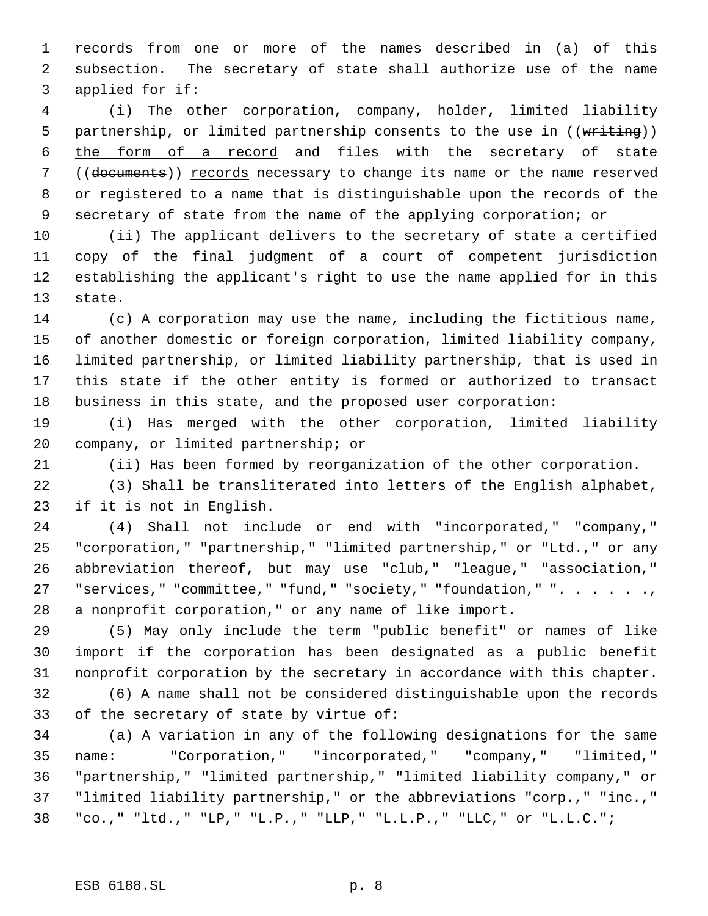records from one or more of the names described in (a) of this subsection. The secretary of state shall authorize use of the name applied for if:

(i) The other corporation, company, holder, limited liability partnership, or limited partnership consents to the use in ((~~writing~~)) the form of a record and files with the secretary of state ((~~documents~~)) records necessary to change its name or the name reserved or registered to a name that is distinguishable upon the records of the secretary of state from the name of the applying corporation; or

(ii) The applicant delivers to the secretary of state a certified copy of the final judgment of a court of competent jurisdiction establishing the applicant's right to use the name applied for in this state.

(c) A corporation may use the name, including the fictitious name, of another domestic or foreign corporation, limited liability company, limited partnership, or limited liability partnership, that is used in this state if the other entity is formed or authorized to transact business in this state, and the proposed user corporation:

(i) Has merged with the other corporation, limited liability company, or limited partnership; or

(ii) Has been formed by reorganization of the other corporation.

(3) Shall be transliterated into letters of the English alphabet, if it is not in English.

(4) Shall not include or end with "incorporated," "company," "corporation," "partnership," "limited partnership," or "Ltd.," or any abbreviation thereof, but may use "club," "league," "association," "services," "committee," "fund," "society," "foundation," ". . . . . ., a nonprofit corporation," or any name of like import.

(5) May only include the term "public benefit" or names of like import if the corporation has been designated as a public benefit nonprofit corporation by the secretary in accordance with this chapter.

(6) A name shall not be considered distinguishable upon the records of the secretary of state by virtue of:

(a) A variation in any of the following designations for the same name: "Corporation," "incorporated," "company," "limited," "partnership," "limited partnership," "limited liability company," or "limited liability partnership," or the abbreviations "corp.," "inc.," "co.," "ltd.," "LP," "L.P.," "LLP," "L.L.P.," "LLC," or "L.L.C.";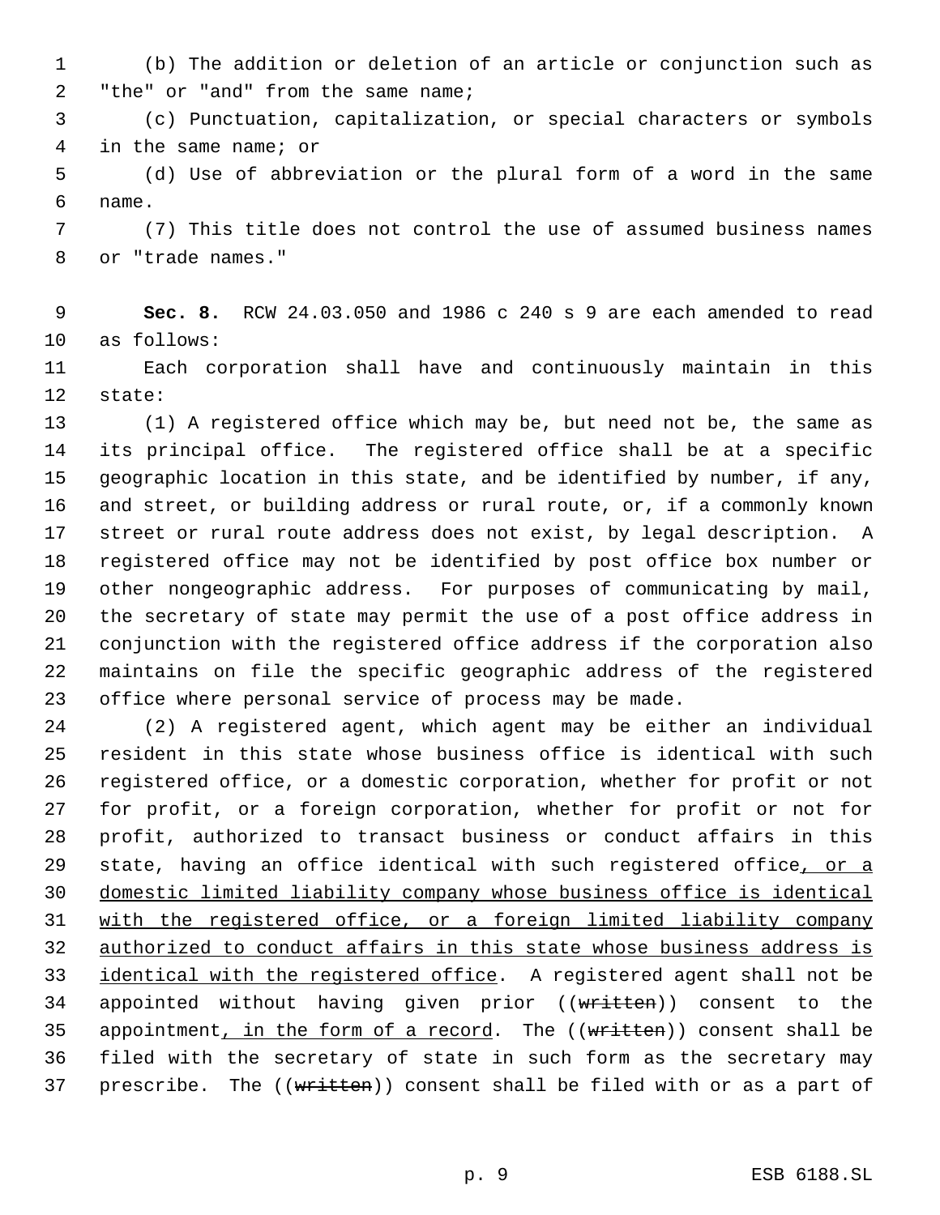(b) The addition or deletion of an article or conjunction such as "the" or "and" from the same name;

(c) Punctuation, capitalization, or special characters or symbols in the same name; or

(d) Use of abbreviation or the plural form of a word in the same name.

(7) This title does not control the use of assumed business names or "trade names."

**Sec. 8.** RCW 24.03.050 and 1986 c 240 s 9 are each amended to read as follows:

Each corporation shall have and continuously maintain in this state:

(1) A registered office which may be, but need not be, the same as its principal office. The registered office shall be at a specific geographic location in this state, and be identified by number, if any, and street, or building address or rural route, or, if a commonly known street or rural route address does not exist, by legal description. A registered office may not be identified by post office box number or other nongeographic address. For purposes of communicating by mail, the secretary of state may permit the use of a post office address in conjunction with the registered office address if the corporation also maintains on file the specific geographic address of the registered office where personal service of process may be made.

(2) A registered agent, which agent may be either an individual resident in this state whose business office is identical with such registered office, or a domestic corporation, whether for profit or not for profit, or a foreign corporation, whether for profit or not for profit, authorized to transact business or conduct affairs in this state, having an office identical with such registered office, or a domestic limited liability company whose business office is identical with the registered office, or a foreign limited liability company authorized to conduct affairs in this state whose business address is identical with the registered office. A registered agent shall not be appointed without having given prior ((~~written~~)) consent to the appointment, in the form of a record. The ((~~written~~)) consent shall be filed with the secretary of state in such form as the secretary may prescribe. The ((~~written~~)) consent shall be filed with or as a part of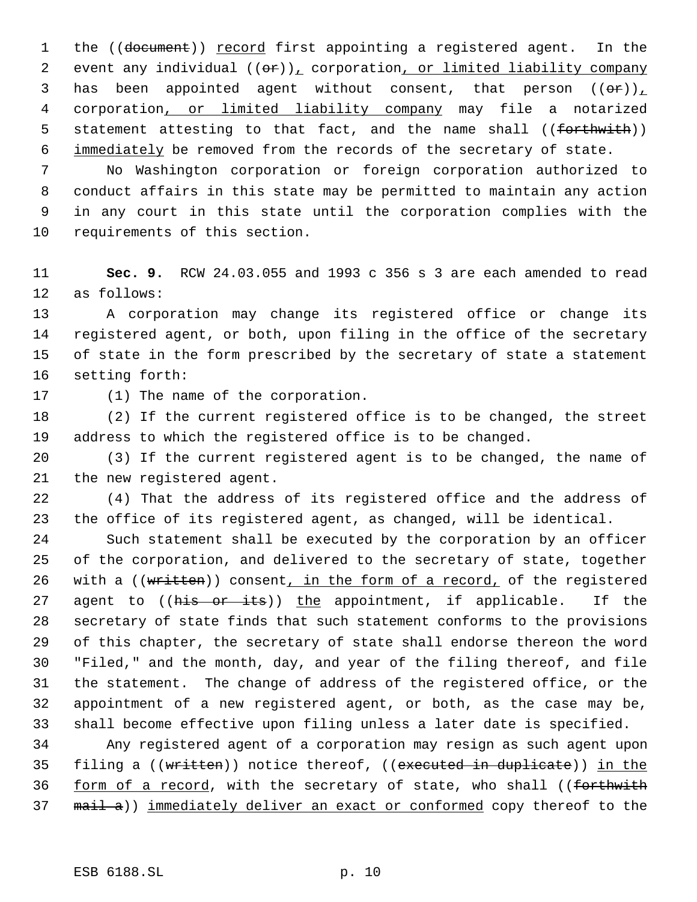the ((~~document~~)) <u>record</u> first appointing a registered agent. In the event any individual ((~~or~~))<u>,</u> corporation<u>, or limited liability company</u> has been appointed agent without consent, that person ((~~or~~))<u>,</u> corporation<u>, or limited liability company</u> may file a notarized statement attesting to that fact, and the name shall ((~~forthwith~~)) <u>immediately</u> be removed from the records of the secretary of state.

No Washington corporation or foreign corporation authorized to conduct affairs in this state may be permitted to maintain any action in any court in this state until the corporation complies with the requirements of this section.

**Sec. 9.** RCW 24.03.055 and 1993 c 356 s 3 are each amended to read as follows:

A corporation may change its registered office or change its registered agent, or both, upon filing in the office of the secretary of state in the form prescribed by the secretary of state a statement setting forth:

(1) The name of the corporation.

(2) If the current registered office is to be changed, the street address to which the registered office is to be changed.

(3) If the current registered agent is to be changed, the name of the new registered agent.

(4) That the address of its registered office and the address of the office of its registered agent, as changed, will be identical.

Such statement shall be executed by the corporation by an officer of the corporation, and delivered to the secretary of state, together with a ((~~written~~)) consent<u>, in the form of a record,</u> of the registered agent to ((~~his or its~~)) <u>the</u> appointment, if applicable. If the secretary of state finds that such statement conforms to the provisions of this chapter, the secretary of state shall endorse thereon the word "Filed," and the month, day, and year of the filing thereof, and file the statement. The change of address of the registered office, or the appointment of a new registered agent, or both, as the case may be, shall become effective upon filing unless a later date is specified.

Any registered agent of a corporation may resign as such agent upon filing a ((~~written~~)) notice thereof, ((~~executed in duplicate~~)) <u>in the form of a record</u>, with the secretary of state, who shall ((~~forthwith mail a~~)) <u>immediately deliver an exact or conformed</u> copy thereof to the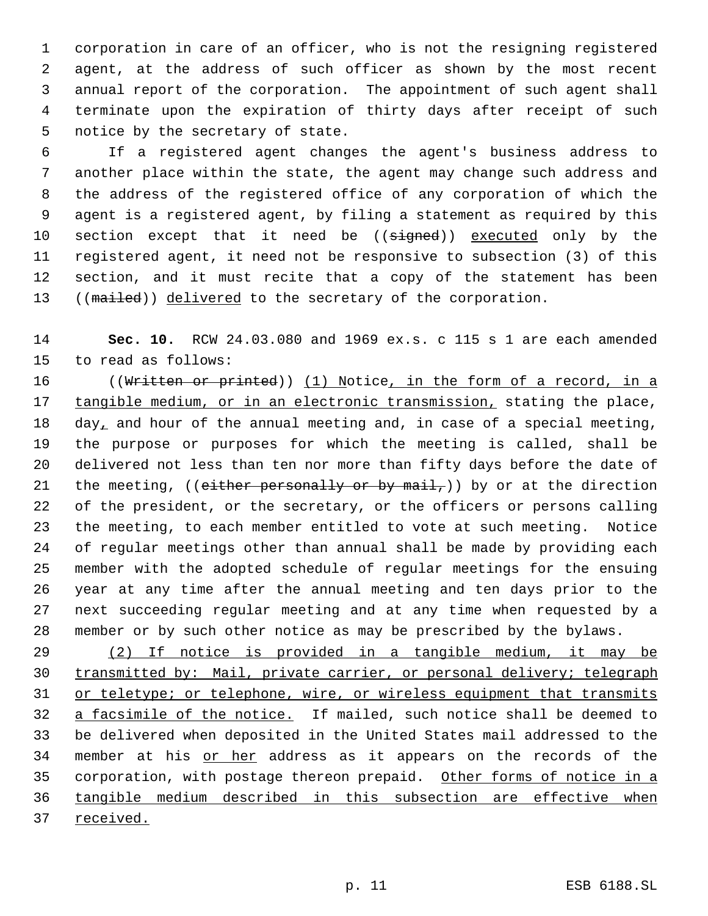corporation in care of an officer, who is not the resigning registered agent, at the address of such officer as shown by the most recent annual report of the corporation. The appointment of such agent shall terminate upon the expiration of thirty days after receipt of such notice by the secretary of state.

If a registered agent changes the agent's business address to another place within the state, the agent may change such address and the address of the registered office of any corporation of which the agent is a registered agent, by filing a statement as required by this section except that it need be ((~~signed~~)) <u>executed</u> only by the registered agent, it need not be responsive to subsection (3) of this section, and it must recite that a copy of the statement has been ((~~mailed~~)) <u>delivered</u> to the secretary of the corporation.

**Sec. 10.** RCW 24.03.080 and 1969 ex.s. c 115 s 1 are each amended to read as follows:

((~~Written or printed~~)) <u>(1) N</u>otice<u>, in the form of a record, in a tangible medium, or in an electronic transmission,</u> stating the place, day<u>,</u> and hour of the annual meeting and, in case of a special meeting, the purpose or purposes for which the meeting is called, shall be delivered not less than ten nor more than fifty days before the date of the meeting, ((~~either personally or by mail,~~)) by or at the direction of the president, or the secretary, or the officers or persons calling the meeting, to each member entitled to vote at such meeting. Notice of regular meetings other than annual shall be made by providing each member with the adopted schedule of regular meetings for the ensuing year at any time after the annual meeting and ten days prior to the next succeeding regular meeting and at any time when requested by a member or by such other notice as may be prescribed by the bylaws.

<u>(2) If notice is provided in a tangible medium, it may be transmitted by: Mail, private carrier, or personal delivery; telegraph or teletype; or telephone, wire, or wireless equipment that transmits a facsimile of the notice.</u> If mailed, such notice shall be deemed to be delivered when deposited in the United States mail addressed to the member at his <u>or her</u> address as it appears on the records of the corporation, with postage thereon prepaid. <u>Other forms of notice in a tangible medium described in this subsection are effective when received.</u>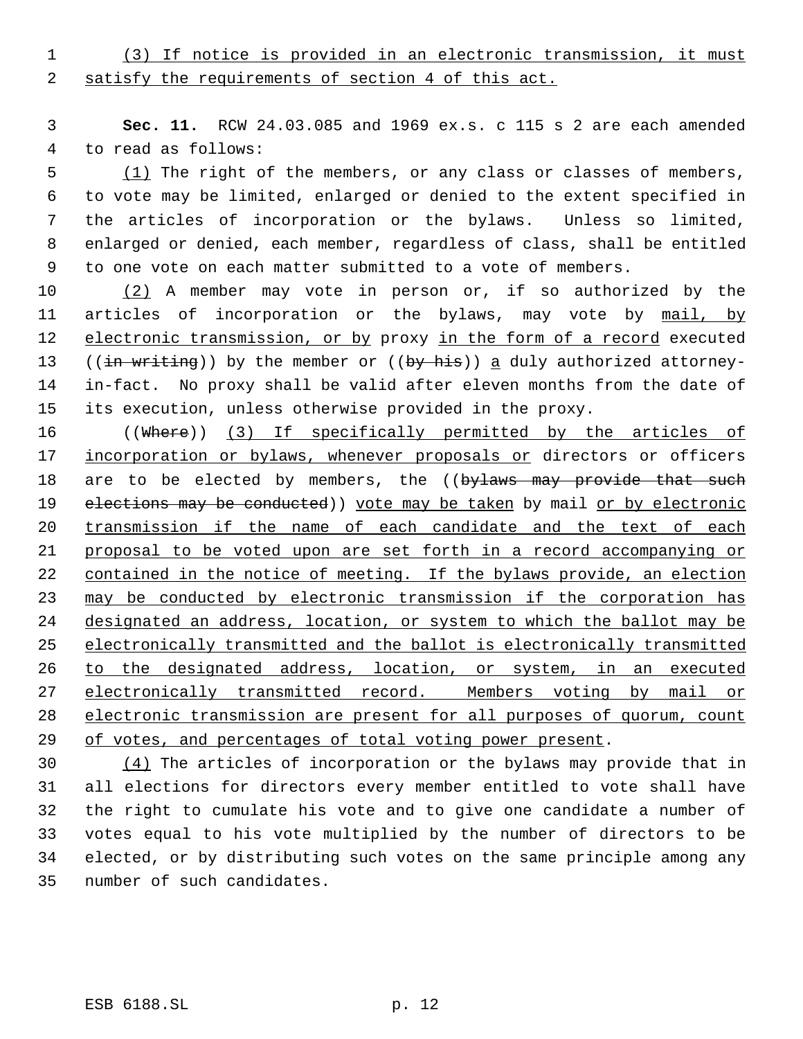(3) If notice is provided in an electronic transmission, it must satisfy the requirements of section 4 of this act.

**Sec. 11.** RCW 24.03.085 and 1969 ex.s. c 115 s 2 are each amended to read as follows:

(1) The right of the members, or any class or classes of members, to vote may be limited, enlarged or denied to the extent specified in the articles of incorporation or the bylaws. Unless so limited, enlarged or denied, each member, regardless of class, shall be entitled to one vote on each matter submitted to a vote of members.

(2) A member may vote in person or, if so authorized by the articles of incorporation or the bylaws, may vote by mail, by electronic transmission, or by proxy in the form of a record executed ((~~in writing~~)) by the member or ((~~by his~~)) a duly authorized attorney-in-fact. No proxy shall be valid after eleven months from the date of its execution, unless otherwise provided in the proxy.

((~~Where~~)) (3) If specifically permitted by the articles of incorporation or bylaws, whenever proposals or directors or officers are to be elected by members, the ((~~bylaws may provide that such elections may be conducted~~)) vote may be taken by mail or by electronic transmission if the name of each candidate and the text of each proposal to be voted upon are set forth in a record accompanying or contained in the notice of meeting. If the bylaws provide, an election may be conducted by electronic transmission if the corporation has designated an address, location, or system to which the ballot may be electronically transmitted and the ballot is electronically transmitted to the designated address, location, or system, in an executed electronically transmitted record. Members voting by mail or electronic transmission are present for all purposes of quorum, count of votes, and percentages of total voting power present.

(4) The articles of incorporation or the bylaws may provide that in all elections for directors every member entitled to vote shall have the right to cumulate his vote and to give one candidate a number of votes equal to his vote multiplied by the number of directors to be elected, or by distributing such votes on the same principle among any number of such candidates.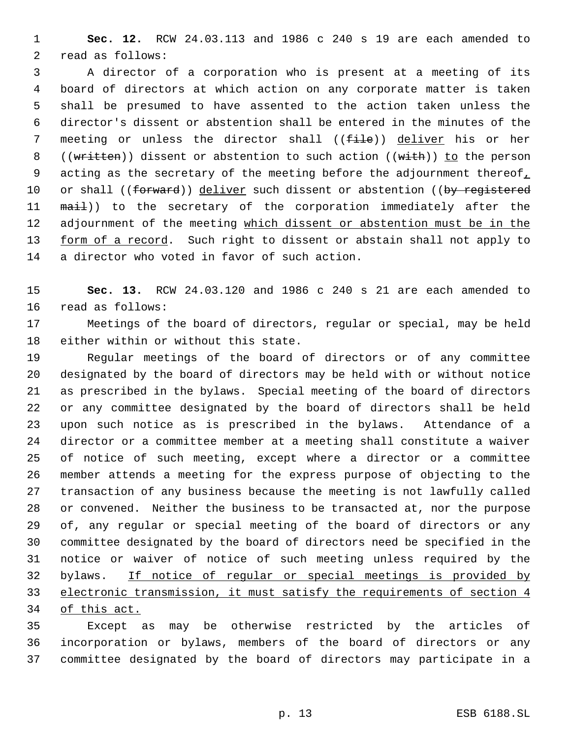**Sec. 12.** RCW 24.03.113 and 1986 c 240 s 19 are each amended to read as follows:

A director of a corporation who is present at a meeting of its board of directors at which action on any corporate matter is taken shall be presumed to have assented to the action taken unless the director's dissent or abstention shall be entered in the minutes of the meeting or unless the director shall ((~~file~~)) deliver his or her ((~~written~~)) dissent or abstention to such action ((~~with~~)) to the person acting as the secretary of the meeting before the adjournment thereof, or shall ((~~forward~~)) deliver such dissent or abstention ((~~by registered mail~~)) to the secretary of the corporation immediately after the adjournment of the meeting which dissent or abstention must be in the form of a record. Such right to dissent or abstain shall not apply to a director who voted in favor of such action.

**Sec. 13.** RCW 24.03.120 and 1986 c 240 s 21 are each amended to read as follows:

Meetings of the board of directors, regular or special, may be held either within or without this state.

Regular meetings of the board of directors or of any committee designated by the board of directors may be held with or without notice as prescribed in the bylaws. Special meeting of the board of directors or any committee designated by the board of directors shall be held upon such notice as is prescribed in the bylaws. Attendance of a director or a committee member at a meeting shall constitute a waiver of notice of such meeting, except where a director or a committee member attends a meeting for the express purpose of objecting to the transaction of any business because the meeting is not lawfully called or convened. Neither the business to be transacted at, nor the purpose of, any regular or special meeting of the board of directors or any committee designated by the board of directors need be specified in the notice or waiver of notice of such meeting unless required by the bylaws. If notice of regular or special meetings is provided by electronic transmission, it must satisfy the requirements of section 4 of this act.

Except as may be otherwise restricted by the articles of incorporation or bylaws, members of the board of directors or any committee designated by the board of directors may participate in a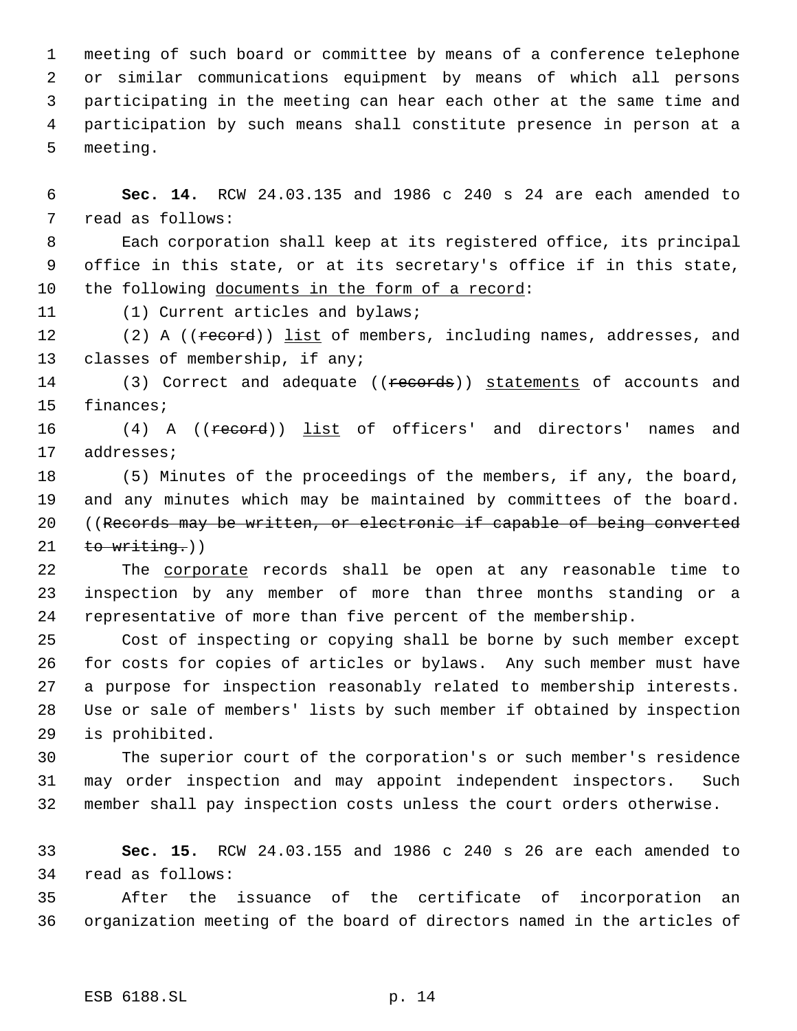meeting of such board or committee by means of a conference telephone or similar communications equipment by means of which all persons participating in the meeting can hear each other at the same time and participation by such means shall constitute presence in person at a meeting.

**Sec. 14.** RCW 24.03.135 and 1986 c 240 s 24 are each amended to read as follows:

Each corporation shall keep at its registered office, its principal office in this state, or at its secretary's office if in this state, the following documents in the form of a record:

(1) Current articles and bylaws;

(2) A ((record)) list of members, including names, addresses, and classes of membership, if any;

(3) Correct and adequate ((records)) statements of accounts and finances;

(4) A ((record)) list of officers' and directors' names and addresses;

(5) Minutes of the proceedings of the members, if any, the board, and any minutes which may be maintained by committees of the board. ((Records may be written, or electronic if capable of being converted to writing.))

The corporate records shall be open at any reasonable time to inspection by any member of more than three months standing or a representative of more than five percent of the membership.

Cost of inspecting or copying shall be borne by such member except for costs for copies of articles or bylaws. Any such member must have a purpose for inspection reasonably related to membership interests. Use or sale of members' lists by such member if obtained by inspection is prohibited.

The superior court of the corporation's or such member's residence may order inspection and may appoint independent inspectors. Such member shall pay inspection costs unless the court orders otherwise.

**Sec. 15.** RCW 24.03.155 and 1986 c 240 s 26 are each amended to read as follows:

After the issuance of the certificate of incorporation an organization meeting of the board of directors named in the articles of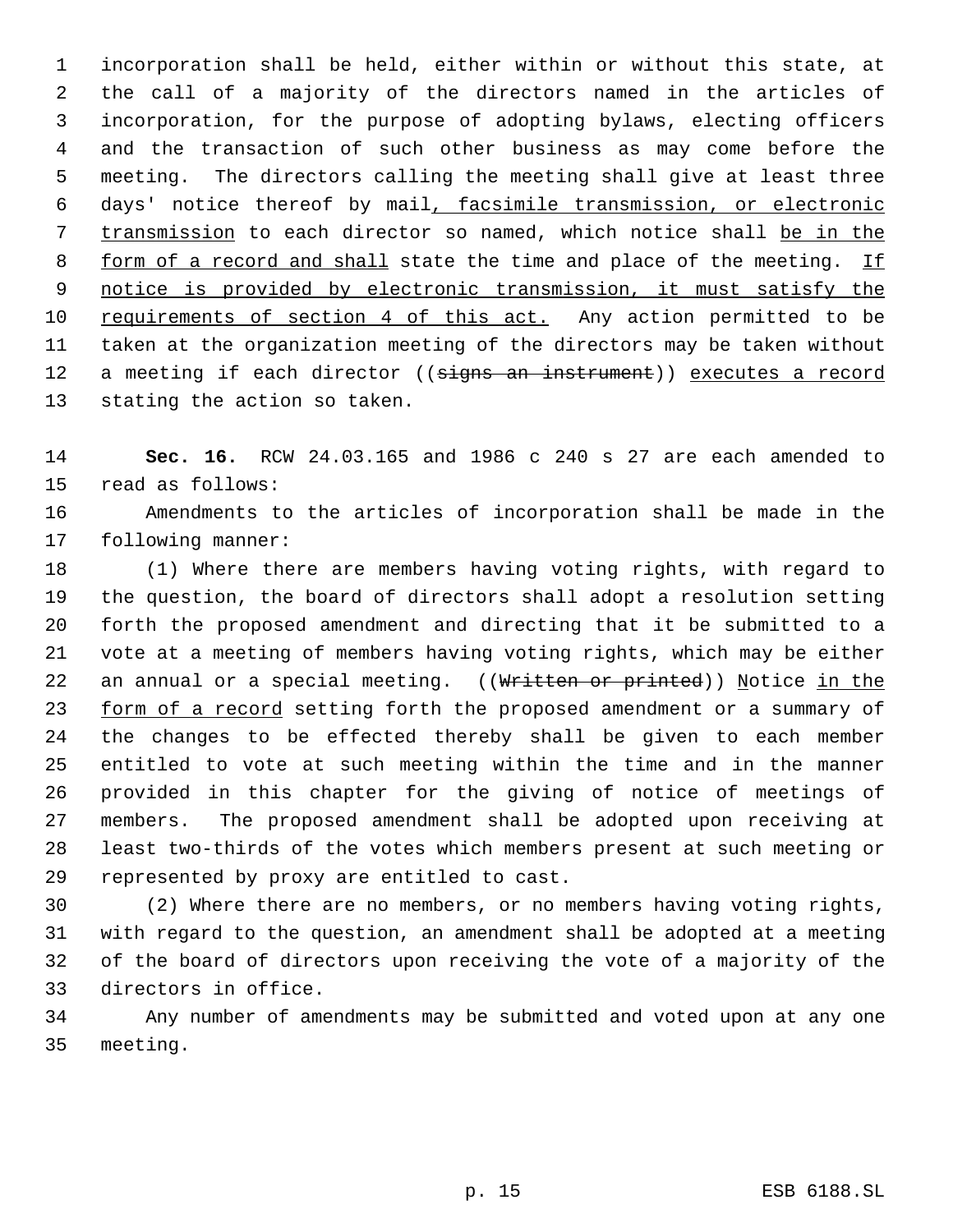incorporation shall be held, either within or without this state, at the call of a majority of the directors named in the articles of incorporation, for the purpose of adopting bylaws, electing officers and the transaction of such other business as may come before the meeting. The directors calling the meeting shall give at least three days' notice thereof by mail, facsimile transmission, or electronic transmission to each director so named, which notice shall be in the form of a record and shall state the time and place of the meeting. If notice is provided by electronic transmission, it must satisfy the requirements of section 4 of this act. Any action permitted to be taken at the organization meeting of the directors may be taken without a meeting if each director ((~~signs an instrument~~)) executes a record stating the action so taken.

**Sec. 16.** RCW 24.03.165 and 1986 c 240 s 27 are each amended to read as follows:

Amendments to the articles of incorporation shall be made in the following manner:

(1) Where there are members having voting rights, with regard to the question, the board of directors shall adopt a resolution setting forth the proposed amendment and directing that it be submitted to a vote at a meeting of members having voting rights, which may be either an annual or a special meeting. ((~~Written or printed~~)) Notice in the form of a record setting forth the proposed amendment or a summary of the changes to be effected thereby shall be given to each member entitled to vote at such meeting within the time and in the manner provided in this chapter for the giving of notice of meetings of members. The proposed amendment shall be adopted upon receiving at least two-thirds of the votes which members present at such meeting or represented by proxy are entitled to cast.

(2) Where there are no members, or no members having voting rights, with regard to the question, an amendment shall be adopted at a meeting of the board of directors upon receiving the vote of a majority of the directors in office.

Any number of amendments may be submitted and voted upon at any one meeting.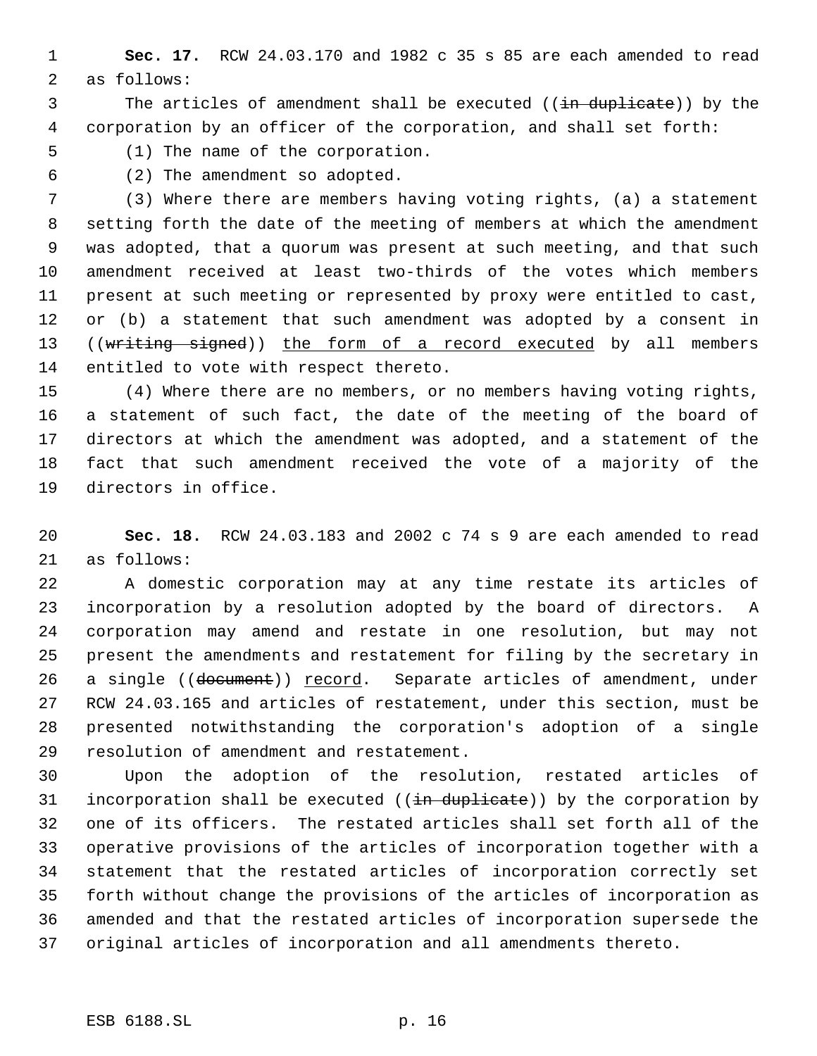**Sec. 17.** RCW 24.03.170 and 1982 c 35 s 85 are each amended to read as follows:

The articles of amendment shall be executed ((~~in duplicate~~)) by the corporation by an officer of the corporation, and shall set forth:

(1) The name of the corporation.

(2) The amendment so adopted.

(3) Where there are members having voting rights, (a) a statement setting forth the date of the meeting of members at which the amendment was adopted, that a quorum was present at such meeting, and that such amendment received at least two-thirds of the votes which members present at such meeting or represented by proxy were entitled to cast, or (b) a statement that such amendment was adopted by a consent in ((~~writing signed~~)) <u>the form of a record executed</u> by all members entitled to vote with respect thereto.

(4) Where there are no members, or no members having voting rights, a statement of such fact, the date of the meeting of the board of directors at which the amendment was adopted, and a statement of the fact that such amendment received the vote of a majority of the directors in office.

**Sec. 18.** RCW 24.03.183 and 2002 c 74 s 9 are each amended to read as follows:

A domestic corporation may at any time restate its articles of incorporation by a resolution adopted by the board of directors. A corporation may amend and restate in one resolution, but may not present the amendments and restatement for filing by the secretary in a single ((~~document~~)) <u>record</u>. Separate articles of amendment, under RCW 24.03.165 and articles of restatement, under this section, must be presented notwithstanding the corporation's adoption of a single resolution of amendment and restatement.

Upon the adoption of the resolution, restated articles of incorporation shall be executed ((~~in duplicate~~)) by the corporation by one of its officers. The restated articles shall set forth all of the operative provisions of the articles of incorporation together with a statement that the restated articles of incorporation correctly set forth without change the provisions of the articles of incorporation as amended and that the restated articles of incorporation supersede the original articles of incorporation and all amendments thereto.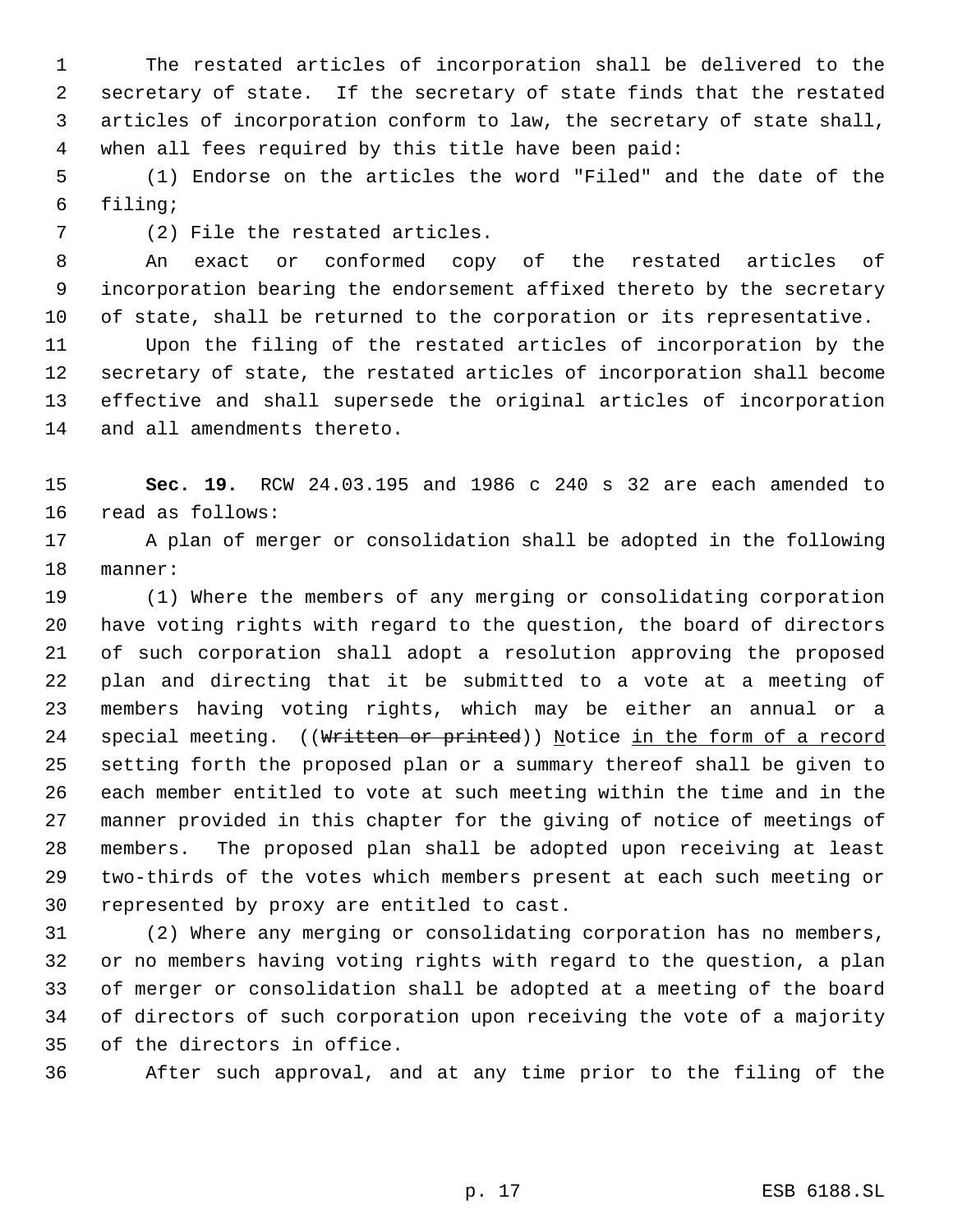The restated articles of incorporation shall be delivered to the secretary of state. If the secretary of state finds that the restated articles of incorporation conform to law, the secretary of state shall, when all fees required by this title have been paid:

(1) Endorse on the articles the word "Filed" and the date of the filing;

(2) File the restated articles.

An exact or conformed copy of the restated articles of incorporation bearing the endorsement affixed thereto by the secretary of state, shall be returned to the corporation or its representative.

Upon the filing of the restated articles of incorporation by the secretary of state, the restated articles of incorporation shall become effective and shall supersede the original articles of incorporation and all amendments thereto.

**Sec. 19.** RCW 24.03.195 and 1986 c 240 s 32 are each amended to read as follows:

A plan of merger or consolidation shall be adopted in the following manner:

(1) Where the members of any merging or consolidating corporation have voting rights with regard to the question, the board of directors of such corporation shall adopt a resolution approving the proposed plan and directing that it be submitted to a vote at a meeting of members having voting rights, which may be either an annual or a special meeting. ((~~Written or printed~~)) <u>N</u>otice <u>in the form of a record</u> setting forth the proposed plan or a summary thereof shall be given to each member entitled to vote at such meeting within the time and in the manner provided in this chapter for the giving of notice of meetings of members. The proposed plan shall be adopted upon receiving at least two-thirds of the votes which members present at each such meeting or represented by proxy are entitled to cast.

(2) Where any merging or consolidating corporation has no members, or no members having voting rights with regard to the question, a plan of merger or consolidation shall be adopted at a meeting of the board of directors of such corporation upon receiving the vote of a majority of the directors in office.

After such approval, and at any time prior to the filing of the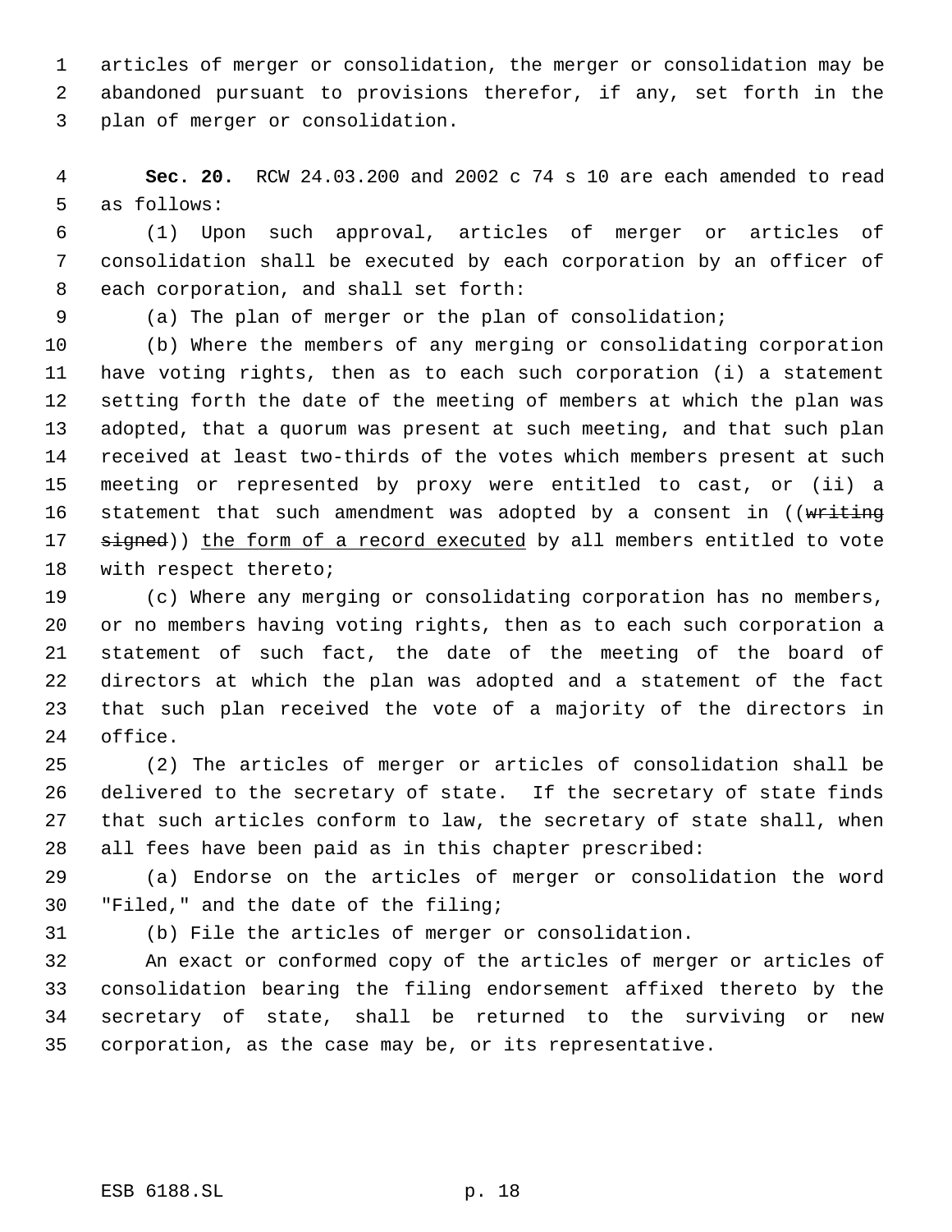articles of merger or consolidation, the merger or consolidation may be abandoned pursuant to provisions therefor, if any, set forth in the plan of merger or consolidation.

**Sec. 20.** RCW 24.03.200 and 2002 c 74 s 10 are each amended to read as follows:

(1) Upon such approval, articles of merger or articles of consolidation shall be executed by each corporation by an officer of each corporation, and shall set forth:

(a) The plan of merger or the plan of consolidation;

(b) Where the members of any merging or consolidating corporation have voting rights, then as to each such corporation (i) a statement setting forth the date of the meeting of members at which the plan was adopted, that a quorum was present at such meeting, and that such plan received at least two-thirds of the votes which members present at such meeting or represented by proxy were entitled to cast, or (ii) a statement that such amendment was adopted by a consent in ((~~writing signed~~)) <u>the form of a record executed</u> by all members entitled to vote with respect thereto;

(c) Where any merging or consolidating corporation has no members, or no members having voting rights, then as to each such corporation a statement of such fact, the date of the meeting of the board of directors at which the plan was adopted and a statement of the fact that such plan received the vote of a majority of the directors in office.

(2) The articles of merger or articles of consolidation shall be delivered to the secretary of state. If the secretary of state finds that such articles conform to law, the secretary of state shall, when all fees have been paid as in this chapter prescribed:

(a) Endorse on the articles of merger or consolidation the word "Filed," and the date of the filing;

(b) File the articles of merger or consolidation.

An exact or conformed copy of the articles of merger or articles of consolidation bearing the filing endorsement affixed thereto by the secretary of state, shall be returned to the surviving or new corporation, as the case may be, or its representative.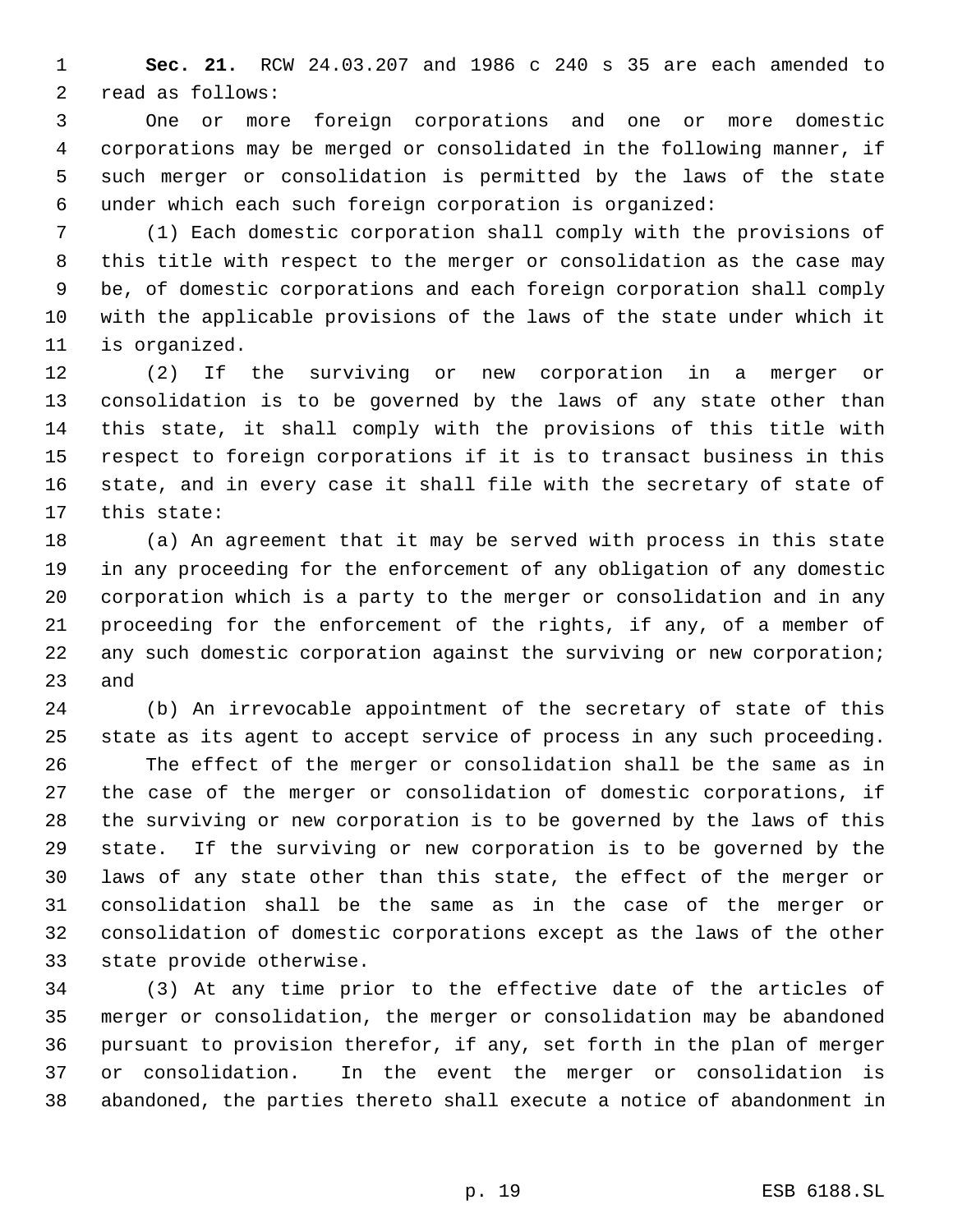**Sec. 21.** RCW 24.03.207 and 1986 c 240 s 35 are each amended to read as follows:

One or more foreign corporations and one or more domestic corporations may be merged or consolidated in the following manner, if such merger or consolidation is permitted by the laws of the state under which each such foreign corporation is organized:

(1) Each domestic corporation shall comply with the provisions of this title with respect to the merger or consolidation as the case may be, of domestic corporations and each foreign corporation shall comply with the applicable provisions of the laws of the state under which it is organized.

(2) If the surviving or new corporation in a merger or consolidation is to be governed by the laws of any state other than this state, it shall comply with the provisions of this title with respect to foreign corporations if it is to transact business in this state, and in every case it shall file with the secretary of state of this state:

(a) An agreement that it may be served with process in this state in any proceeding for the enforcement of any obligation of any domestic corporation which is a party to the merger or consolidation and in any proceeding for the enforcement of the rights, if any, of a member of any such domestic corporation against the surviving or new corporation; and

(b) An irrevocable appointment of the secretary of state of this state as its agent to accept service of process in any such proceeding.

The effect of the merger or consolidation shall be the same as in the case of the merger or consolidation of domestic corporations, if the surviving or new corporation is to be governed by the laws of this state. If the surviving or new corporation is to be governed by the laws of any state other than this state, the effect of the merger or consolidation shall be the same as in the case of the merger or consolidation of domestic corporations except as the laws of the other state provide otherwise.

(3) At any time prior to the effective date of the articles of merger or consolidation, the merger or consolidation may be abandoned pursuant to provision therefor, if any, set forth in the plan of merger or consolidation. In the event the merger or consolidation is abandoned, the parties thereto shall execute a notice of abandonment in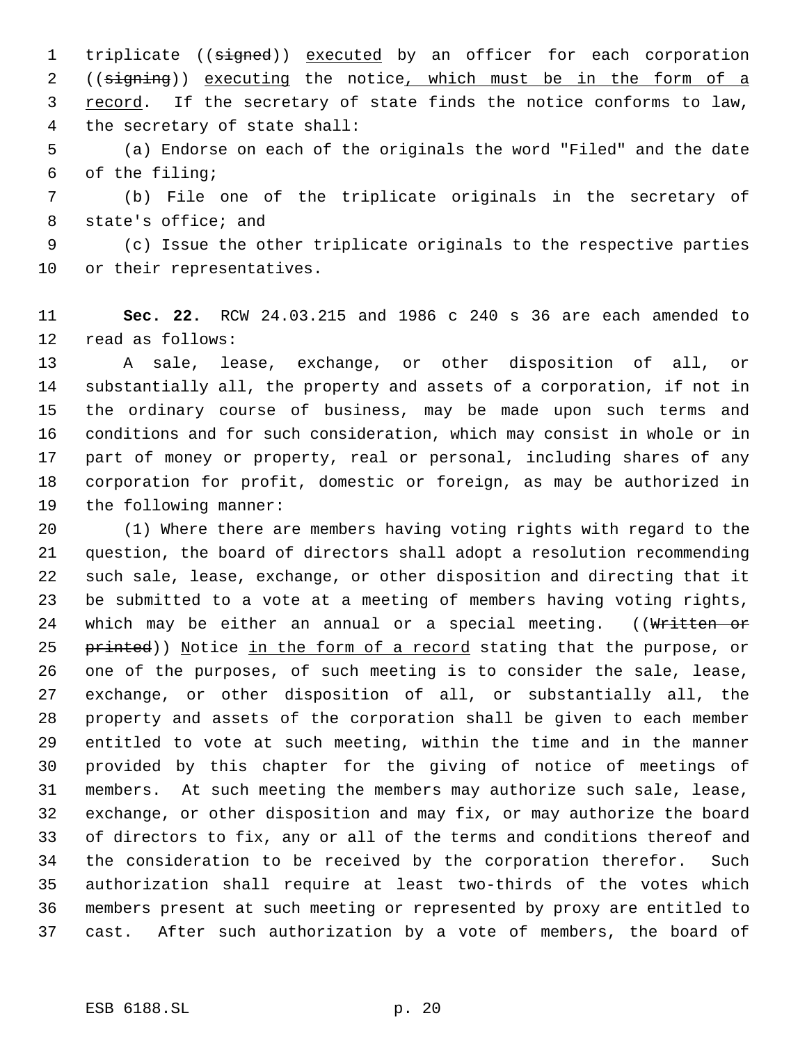triplicate ((~~signed~~)) executed by an officer for each corporation ((~~signing~~)) executing the notice, which must be in the form of a record. If the secretary of state finds the notice conforms to law, the secretary of state shall:

(a) Endorse on each of the originals the word "Filed" and the date of the filing;

(b) File one of the triplicate originals in the secretary of state's office; and

(c) Issue the other triplicate originals to the respective parties or their representatives.

**Sec. 22.** RCW 24.03.215 and 1986 c 240 s 36 are each amended to read as follows:

A sale, lease, exchange, or other disposition of all, or substantially all, the property and assets of a corporation, if not in the ordinary course of business, may be made upon such terms and conditions and for such consideration, which may consist in whole or in part of money or property, real or personal, including shares of any corporation for profit, domestic or foreign, as may be authorized in the following manner:

(1) Where there are members having voting rights with regard to the question, the board of directors shall adopt a resolution recommending such sale, lease, exchange, or other disposition and directing that it be submitted to a vote at a meeting of members having voting rights, which may be either an annual or a special meeting. ((~~Written or printed~~)) Notice in the form of a record stating that the purpose, or one of the purposes, of such meeting is to consider the sale, lease, exchange, or other disposition of all, or substantially all, the property and assets of the corporation shall be given to each member entitled to vote at such meeting, within the time and in the manner provided by this chapter for the giving of notice of meetings of members. At such meeting the members may authorize such sale, lease, exchange, or other disposition and may fix, or may authorize the board of directors to fix, any or all of the terms and conditions thereof and the consideration to be received by the corporation therefor. Such authorization shall require at least two-thirds of the votes which members present at such meeting or represented by proxy are entitled to cast. After such authorization by a vote of members, the board of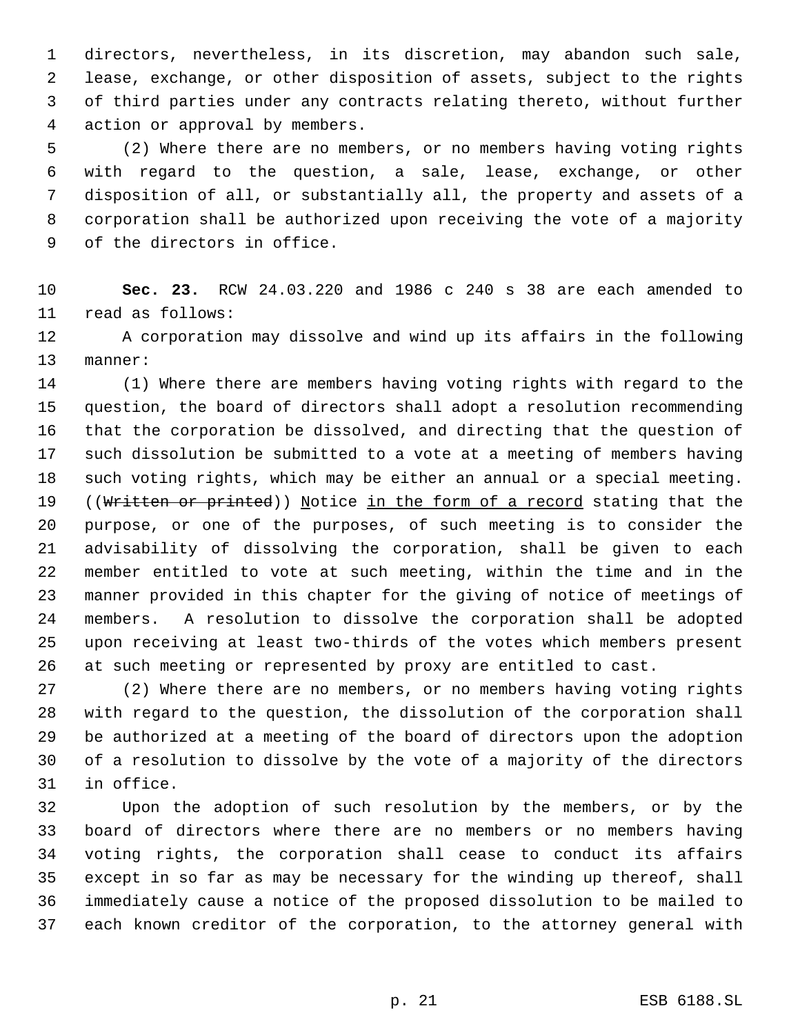directors, nevertheless, in its discretion, may abandon such sale, lease, exchange, or other disposition of assets, subject to the rights of third parties under any contracts relating thereto, without further action or approval by members.

(2) Where there are no members, or no members having voting rights with regard to the question, a sale, lease, exchange, or other disposition of all, or substantially all, the property and assets of a corporation shall be authorized upon receiving the vote of a majority of the directors in office.

**Sec. 23.** RCW 24.03.220 and 1986 c 240 s 38 are each amended to read as follows:

A corporation may dissolve and wind up its affairs in the following manner:

(1) Where there are members having voting rights with regard to the question, the board of directors shall adopt a resolution recommending that the corporation be dissolved, and directing that the question of such dissolution be submitted to a vote at a meeting of members having such voting rights, which may be either an annual or a special meeting. ((~~Written or printed~~)) Notice in the form of a record stating that the purpose, or one of the purposes, of such meeting is to consider the advisability of dissolving the corporation, shall be given to each member entitled to vote at such meeting, within the time and in the manner provided in this chapter for the giving of notice of meetings of members. A resolution to dissolve the corporation shall be adopted upon receiving at least two-thirds of the votes which members present at such meeting or represented by proxy are entitled to cast.

(2) Where there are no members, or no members having voting rights with regard to the question, the dissolution of the corporation shall be authorized at a meeting of the board of directors upon the adoption of a resolution to dissolve by the vote of a majority of the directors in office.

Upon the adoption of such resolution by the members, or by the board of directors where there are no members or no members having voting rights, the corporation shall cease to conduct its affairs except in so far as may be necessary for the winding up thereof, shall immediately cause a notice of the proposed dissolution to be mailed to each known creditor of the corporation, to the attorney general with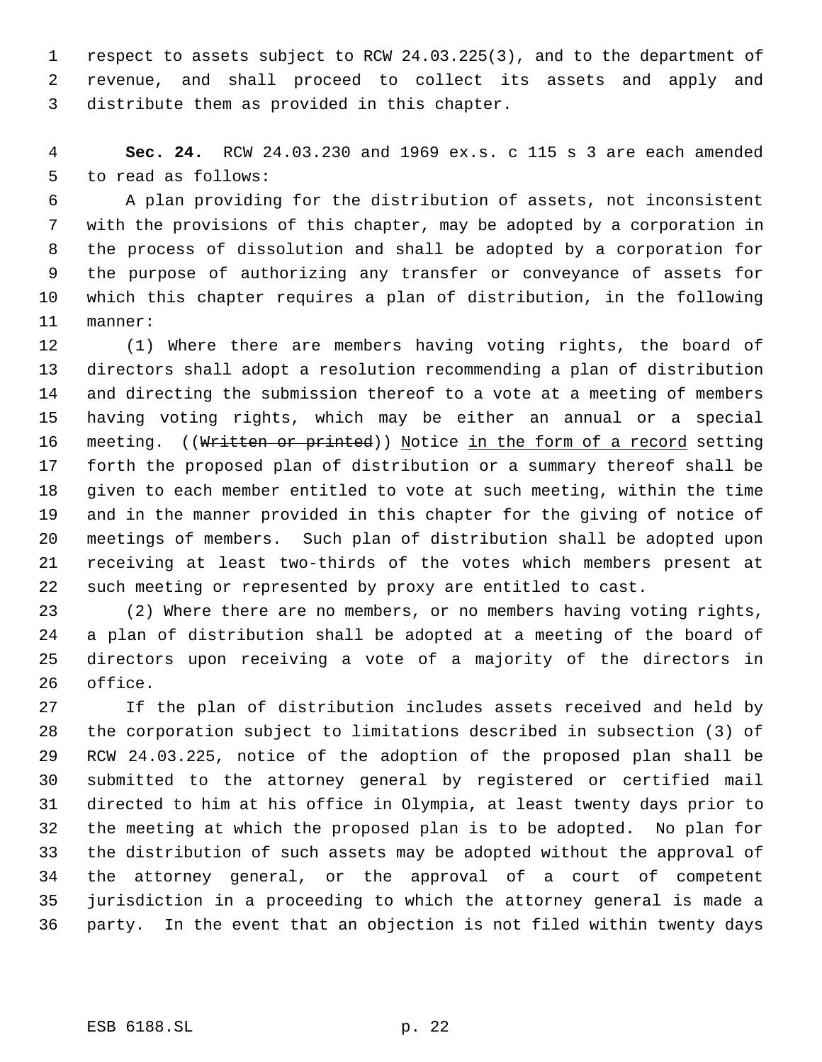respect to assets subject to RCW 24.03.225(3), and to the department of revenue, and shall proceed to collect its assets and apply and distribute them as provided in this chapter.

**Sec. 24.** RCW 24.03.230 and 1969 ex.s. c 115 s 3 are each amended to read as follows:

A plan providing for the distribution of assets, not inconsistent with the provisions of this chapter, may be adopted by a corporation in the process of dissolution and shall be adopted by a corporation for the purpose of authorizing any transfer or conveyance of assets for which this chapter requires a plan of distribution, in the following manner:

(1) Where there are members having voting rights, the board of directors shall adopt a resolution recommending a plan of distribution and directing the submission thereof to a vote at a meeting of members having voting rights, which may be either an annual or a special meeting. ((~~Written or printed~~)) <u>N</u>otice <u>in the form of a record</u> setting forth the proposed plan of distribution or a summary thereof shall be given to each member entitled to vote at such meeting, within the time and in the manner provided in this chapter for the giving of notice of meetings of members. Such plan of distribution shall be adopted upon receiving at least two-thirds of the votes which members present at such meeting or represented by proxy are entitled to cast.

(2) Where there are no members, or no members having voting rights, a plan of distribution shall be adopted at a meeting of the board of directors upon receiving a vote of a majority of the directors in office.

If the plan of distribution includes assets received and held by the corporation subject to limitations described in subsection (3) of RCW 24.03.225, notice of the adoption of the proposed plan shall be submitted to the attorney general by registered or certified mail directed to him at his office in Olympia, at least twenty days prior to the meeting at which the proposed plan is to be adopted. No plan for the distribution of such assets may be adopted without the approval of the attorney general, or the approval of a court of competent jurisdiction in a proceeding to which the attorney general is made a party. In the event that an objection is not filed within twenty days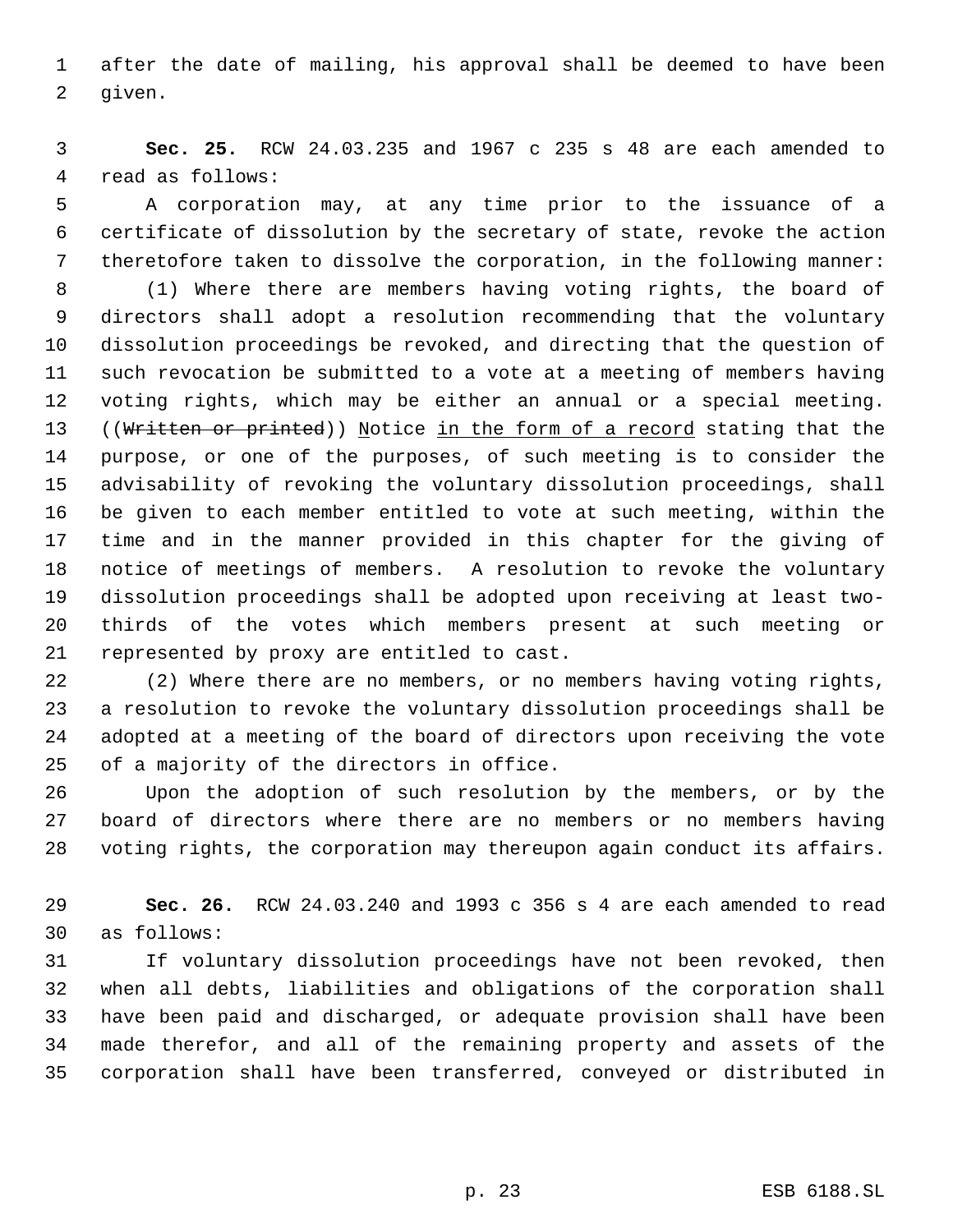after the date of mailing, his approval shall be deemed to have been given.

**Sec. 25.** RCW 24.03.235 and 1967 c 235 s 48 are each amended to read as follows:

A corporation may, at any time prior to the issuance of a certificate of dissolution by the secretary of state, revoke the action theretofore taken to dissolve the corporation, in the following manner:

(1) Where there are members having voting rights, the board of directors shall adopt a resolution recommending that the voluntary dissolution proceedings be revoked, and directing that the question of such revocation be submitted to a vote at a meeting of members having voting rights, which may be either an annual or a special meeting. ((~~Written or printed~~)) Notice in the form of a record stating that the purpose, or one of the purposes, of such meeting is to consider the advisability of revoking the voluntary dissolution proceedings, shall be given to each member entitled to vote at such meeting, within the time and in the manner provided in this chapter for the giving of notice of meetings of members. A resolution to revoke the voluntary dissolution proceedings shall be adopted upon receiving at least two-thirds of the votes which members present at such meeting or represented by proxy are entitled to cast.

(2) Where there are no members, or no members having voting rights, a resolution to revoke the voluntary dissolution proceedings shall be adopted at a meeting of the board of directors upon receiving the vote of a majority of the directors in office.

Upon the adoption of such resolution by the members, or by the board of directors where there are no members or no members having voting rights, the corporation may thereupon again conduct its affairs.

**Sec. 26.** RCW 24.03.240 and 1993 c 356 s 4 are each amended to read as follows:

If voluntary dissolution proceedings have not been revoked, then when all debts, liabilities and obligations of the corporation shall have been paid and discharged, or adequate provision shall have been made therefor, and all of the remaining property and assets of the corporation shall have been transferred, conveyed or distributed in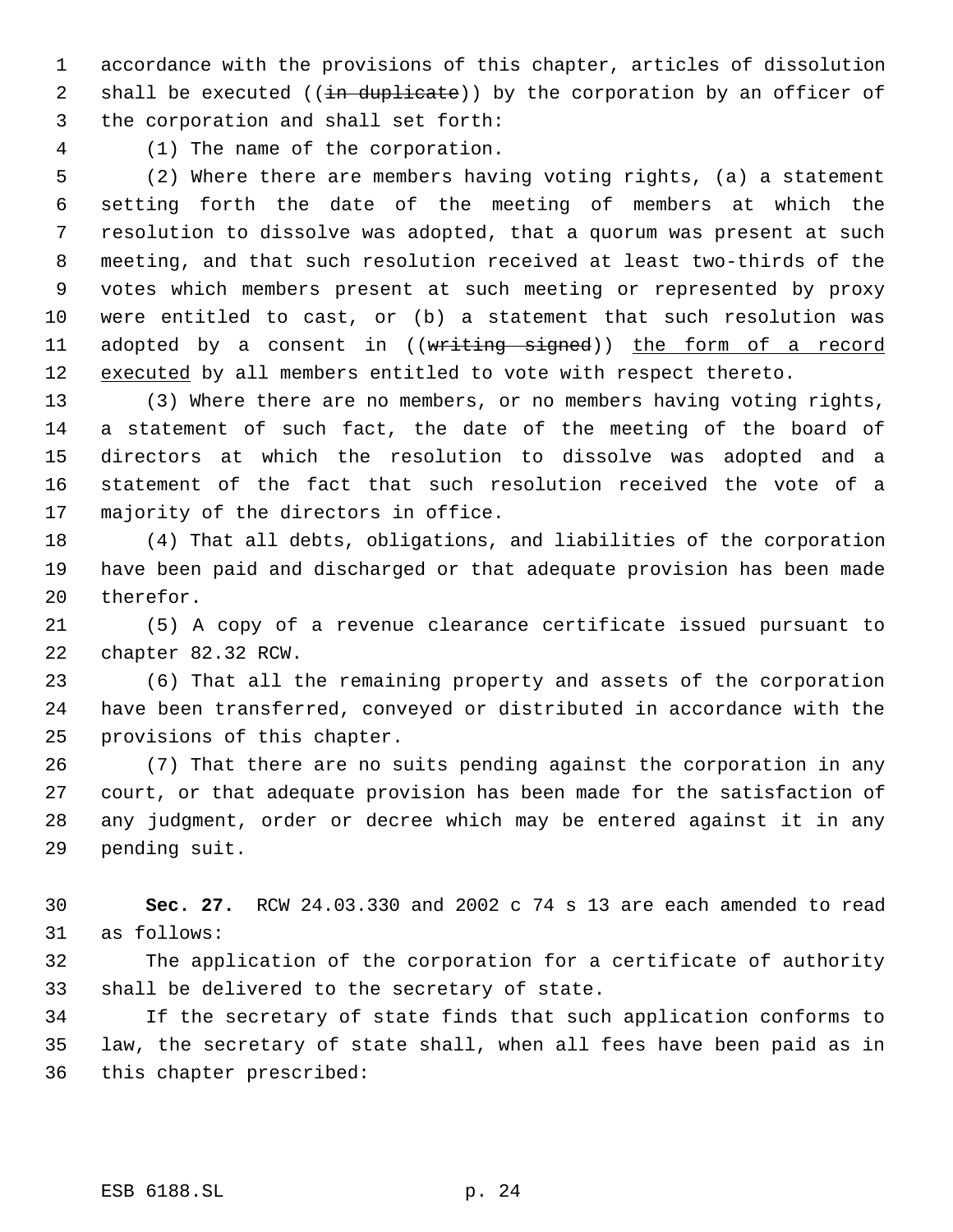accordance with the provisions of this chapter, articles of dissolution shall be executed ((~~in duplicate~~)) by the corporation by an officer of the corporation and shall set forth:

(1) The name of the corporation.

(2) Where there are members having voting rights, (a) a statement setting forth the date of the meeting of members at which the resolution to dissolve was adopted, that a quorum was present at such meeting, and that such resolution received at least two-thirds of the votes which members present at such meeting or represented by proxy were entitled to cast, or (b) a statement that such resolution was adopted by a consent in ((~~writing signed~~)) <u>the form of a record executed</u> by all members entitled to vote with respect thereto.

(3) Where there are no members, or no members having voting rights, a statement of such fact, the date of the meeting of the board of directors at which the resolution to dissolve was adopted and a statement of the fact that such resolution received the vote of a majority of the directors in office.

(4) That all debts, obligations, and liabilities of the corporation have been paid and discharged or that adequate provision has been made therefor.

(5) A copy of a revenue clearance certificate issued pursuant to chapter 82.32 RCW.

(6) That all the remaining property and assets of the corporation have been transferred, conveyed or distributed in accordance with the provisions of this chapter.

(7) That there are no suits pending against the corporation in any court, or that adequate provision has been made for the satisfaction of any judgment, order or decree which may be entered against it in any pending suit.

**Sec. 27.** RCW 24.03.330 and 2002 c 74 s 13 are each amended to read as follows:

The application of the corporation for a certificate of authority shall be delivered to the secretary of state.

If the secretary of state finds that such application conforms to law, the secretary of state shall, when all fees have been paid as in this chapter prescribed: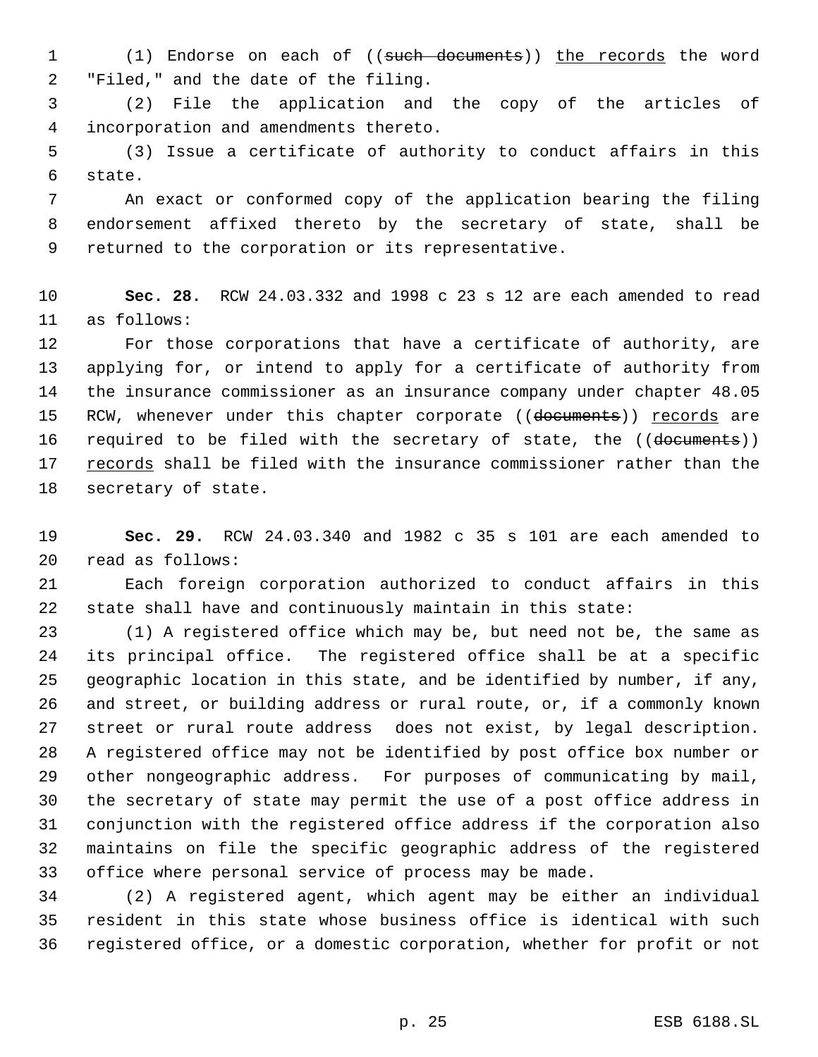(1) Endorse on each of ((~~such documents~~)) <u>the records</u> the word "Filed," and the date of the filing.

(2) File the application and the copy of the articles of incorporation and amendments thereto.

(3) Issue a certificate of authority to conduct affairs in this state.

An exact or conformed copy of the application bearing the filing endorsement affixed thereto by the secretary of state, shall be returned to the corporation or its representative.

**Sec. 28.** RCW 24.03.332 and 1998 c 23 s 12 are each amended to read as follows:

For those corporations that have a certificate of authority, are applying for, or intend to apply for a certificate of authority from the insurance commissioner as an insurance company under chapter 48.05 RCW, whenever under this chapter corporate ((~~documents~~)) <u>records</u> are required to be filed with the secretary of state, the ((~~documents~~)) <u>records</u> shall be filed with the insurance commissioner rather than the secretary of state.

**Sec. 29.** RCW 24.03.340 and 1982 c 35 s 101 are each amended to read as follows:

Each foreign corporation authorized to conduct affairs in this state shall have and continuously maintain in this state:

(1) A registered office which may be, but need not be, the same as its principal office. The registered office shall be at a specific geographic location in this state, and be identified by number, if any, and street, or building address or rural route, or, if a commonly known street or rural route address does not exist, by legal description. A registered office may not be identified by post office box number or other nongeographic address. For purposes of communicating by mail, the secretary of state may permit the use of a post office address in conjunction with the registered office address if the corporation also maintains on file the specific geographic address of the registered office where personal service of process may be made.

(2) A registered agent, which agent may be either an individual resident in this state whose business office is identical with such registered office, or a domestic corporation, whether for profit or not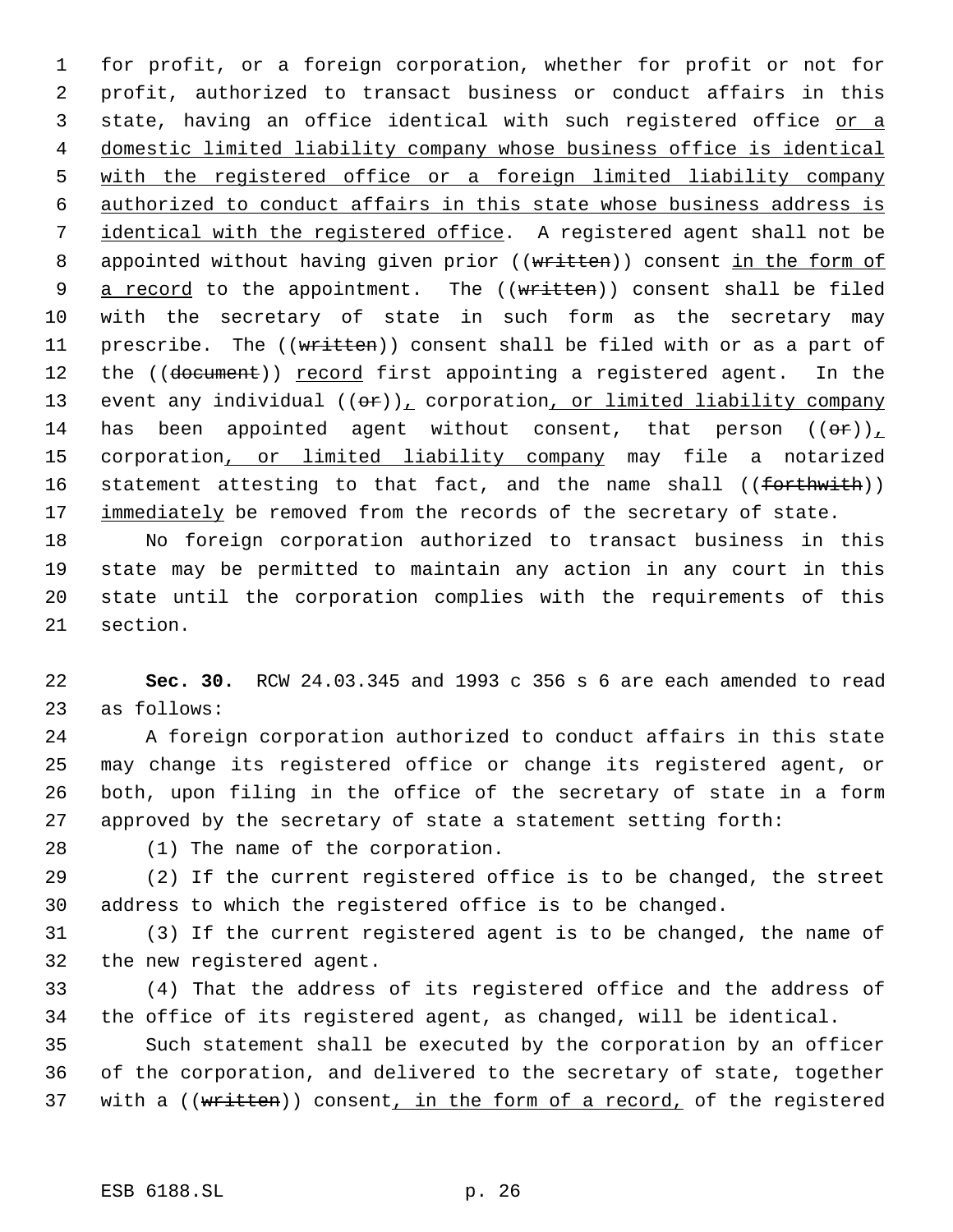for profit, or a foreign corporation, whether for profit or not for profit, authorized to transact business or conduct affairs in this state, having an office identical with such registered office or a domestic limited liability company whose business office is identical with the registered office or a foreign limited liability company authorized to conduct affairs in this state whose business address is identical with the registered office. A registered agent shall not be appointed without having given prior ((~~written~~)) consent in the form of a record to the appointment. The ((~~written~~)) consent shall be filed with the secretary of state in such form as the secretary may prescribe. The ((~~written~~)) consent shall be filed with or as a part of the ((~~document~~)) record first appointing a registered agent. In the event any individual ((~~or~~)), corporation, or limited liability company has been appointed agent without consent, that person ((~~or~~)), corporation, or limited liability company may file a notarized statement attesting to that fact, and the name shall ((~~forthwith~~)) immediately be removed from the records of the secretary of state.

No foreign corporation authorized to transact business in this state may be permitted to maintain any action in any court in this state until the corporation complies with the requirements of this section.

**Sec. 30.** RCW 24.03.345 and 1993 c 356 s 6 are each amended to read as follows:

A foreign corporation authorized to conduct affairs in this state may change its registered office or change its registered agent, or both, upon filing in the office of the secretary of state in a form approved by the secretary of state a statement setting forth:

(1) The name of the corporation.

(2) If the current registered office is to be changed, the street address to which the registered office is to be changed.

(3) If the current registered agent is to be changed, the name of the new registered agent.

(4) That the address of its registered office and the address of the office of its registered agent, as changed, will be identical.

Such statement shall be executed by the corporation by an officer of the corporation, and delivered to the secretary of state, together with a ((~~written~~)) consent, in the form of a record, of the registered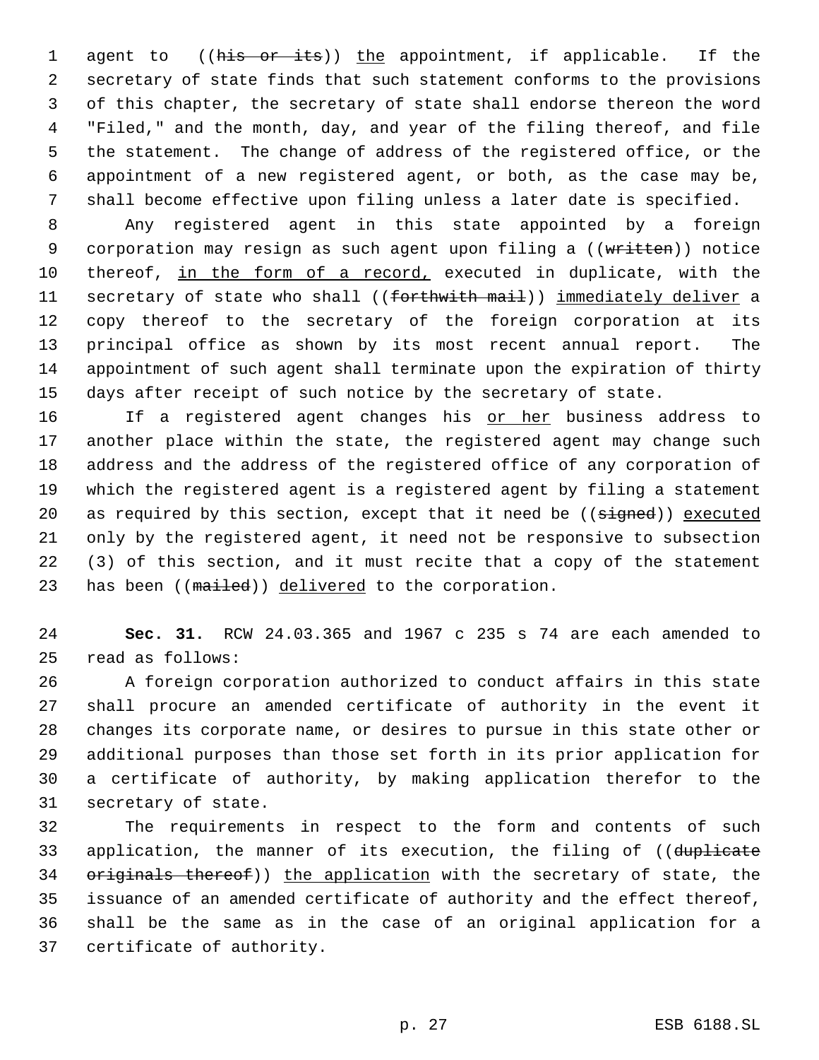agent to ((~~his or its~~)) the appointment, if applicable. If the secretary of state finds that such statement conforms to the provisions of this chapter, the secretary of state shall endorse thereon the word "Filed," and the month, day, and year of the filing thereof, and file the statement. The change of address of the registered office, or the appointment of a new registered agent, or both, as the case may be, shall become effective upon filing unless a later date is specified.

Any registered agent in this state appointed by a foreign corporation may resign as such agent upon filing a ((~~written~~)) notice thereof, in the form of a record, executed in duplicate, with the secretary of state who shall ((~~forthwith mail~~)) immediately deliver a copy thereof to the secretary of the foreign corporation at its principal office as shown by its most recent annual report. The appointment of such agent shall terminate upon the expiration of thirty days after receipt of such notice by the secretary of state.

If a registered agent changes his or her business address to another place within the state, the registered agent may change such address and the address of the registered office of any corporation of which the registered agent is a registered agent by filing a statement as required by this section, except that it need be ((~~signed~~)) executed only by the registered agent, it need not be responsive to subsection (3) of this section, and it must recite that a copy of the statement has been ((~~mailed~~)) delivered to the corporation.

**Sec. 31.** RCW 24.03.365 and 1967 c 235 s 74 are each amended to read as follows:

A foreign corporation authorized to conduct affairs in this state shall procure an amended certificate of authority in the event it changes its corporate name, or desires to pursue in this state other or additional purposes than those set forth in its prior application for a certificate of authority, by making application therefor to the secretary of state.

The requirements in respect to the form and contents of such application, the manner of its execution, the filing of ((~~duplicate originals thereof~~)) the application with the secretary of state, the issuance of an amended certificate of authority and the effect thereof, shall be the same as in the case of an original application for a certificate of authority.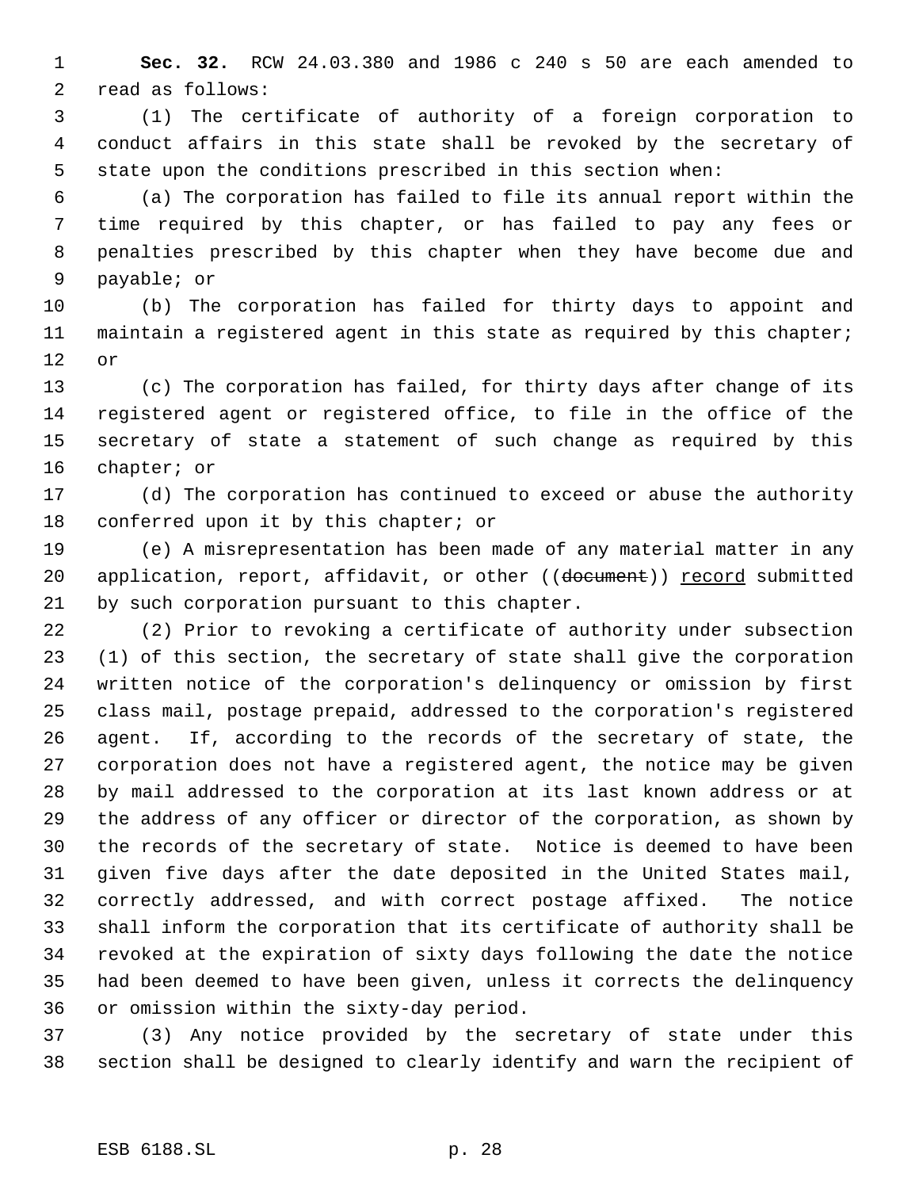**Sec. 32.** RCW 24.03.380 and 1986 c 240 s 50 are each amended to read as follows:

(1) The certificate of authority of a foreign corporation to conduct affairs in this state shall be revoked by the secretary of state upon the conditions prescribed in this section when:

(a) The corporation has failed to file its annual report within the time required by this chapter, or has failed to pay any fees or penalties prescribed by this chapter when they have become due and payable; or

(b) The corporation has failed for thirty days to appoint and maintain a registered agent in this state as required by this chapter; or

(c) The corporation has failed, for thirty days after change of its registered agent or registered office, to file in the office of the secretary of state a statement of such change as required by this chapter; or

(d) The corporation has continued to exceed or abuse the authority conferred upon it by this chapter; or

(e) A misrepresentation has been made of any material matter in any application, report, affidavit, or other ((~~document~~)) <u>record</u> submitted by such corporation pursuant to this chapter.

(2) Prior to revoking a certificate of authority under subsection (1) of this section, the secretary of state shall give the corporation written notice of the corporation's delinquency or omission by first class mail, postage prepaid, addressed to the corporation's registered agent. If, according to the records of the secretary of state, the corporation does not have a registered agent, the notice may be given by mail addressed to the corporation at its last known address or at the address of any officer or director of the corporation, as shown by the records of the secretary of state. Notice is deemed to have been given five days after the date deposited in the United States mail, correctly addressed, and with correct postage affixed. The notice shall inform the corporation that its certificate of authority shall be revoked at the expiration of sixty days following the date the notice had been deemed to have been given, unless it corrects the delinquency or omission within the sixty-day period.

(3) Any notice provided by the secretary of state under this section shall be designed to clearly identify and warn the recipient of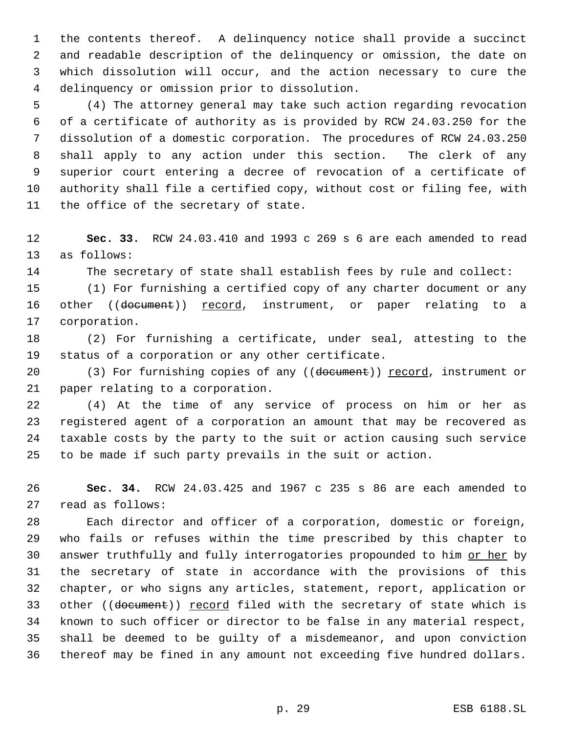the contents thereof. A delinquency notice shall provide a succinct and readable description of the delinquency or omission, the date on which dissolution will occur, and the action necessary to cure the delinquency or omission prior to dissolution.

(4) The attorney general may take such action regarding revocation of a certificate of authority as is provided by RCW 24.03.250 for the dissolution of a domestic corporation. The procedures of RCW 24.03.250 shall apply to any action under this section. The clerk of any superior court entering a decree of revocation of a certificate of authority shall file a certified copy, without cost or filing fee, with the office of the secretary of state.

**Sec. 33.** RCW 24.03.410 and 1993 c 269 s 6 are each amended to read as follows:

The secretary of state shall establish fees by rule and collect:

(1) For furnishing a certified copy of any charter document or any other ((~~document~~)) <u>record</u>, instrument, or paper relating to a corporation.

(2) For furnishing a certificate, under seal, attesting to the status of a corporation or any other certificate.

(3) For furnishing copies of any ((~~document~~)) <u>record</u>, instrument or paper relating to a corporation.

(4) At the time of any service of process on him or her as registered agent of a corporation an amount that may be recovered as taxable costs by the party to the suit or action causing such service to be made if such party prevails in the suit or action.

**Sec. 34.** RCW 24.03.425 and 1967 c 235 s 86 are each amended to read as follows:

Each director and officer of a corporation, domestic or foreign, who fails or refuses within the time prescribed by this chapter to answer truthfully and fully interrogatories propounded to him <u>or her</u> by the secretary of state in accordance with the provisions of this chapter, or who signs any articles, statement, report, application or other ((~~document~~)) <u>record</u> filed with the secretary of state which is known to such officer or director to be false in any material respect, shall be deemed to be guilty of a misdemeanor, and upon conviction thereof may be fined in any amount not exceeding five hundred dollars.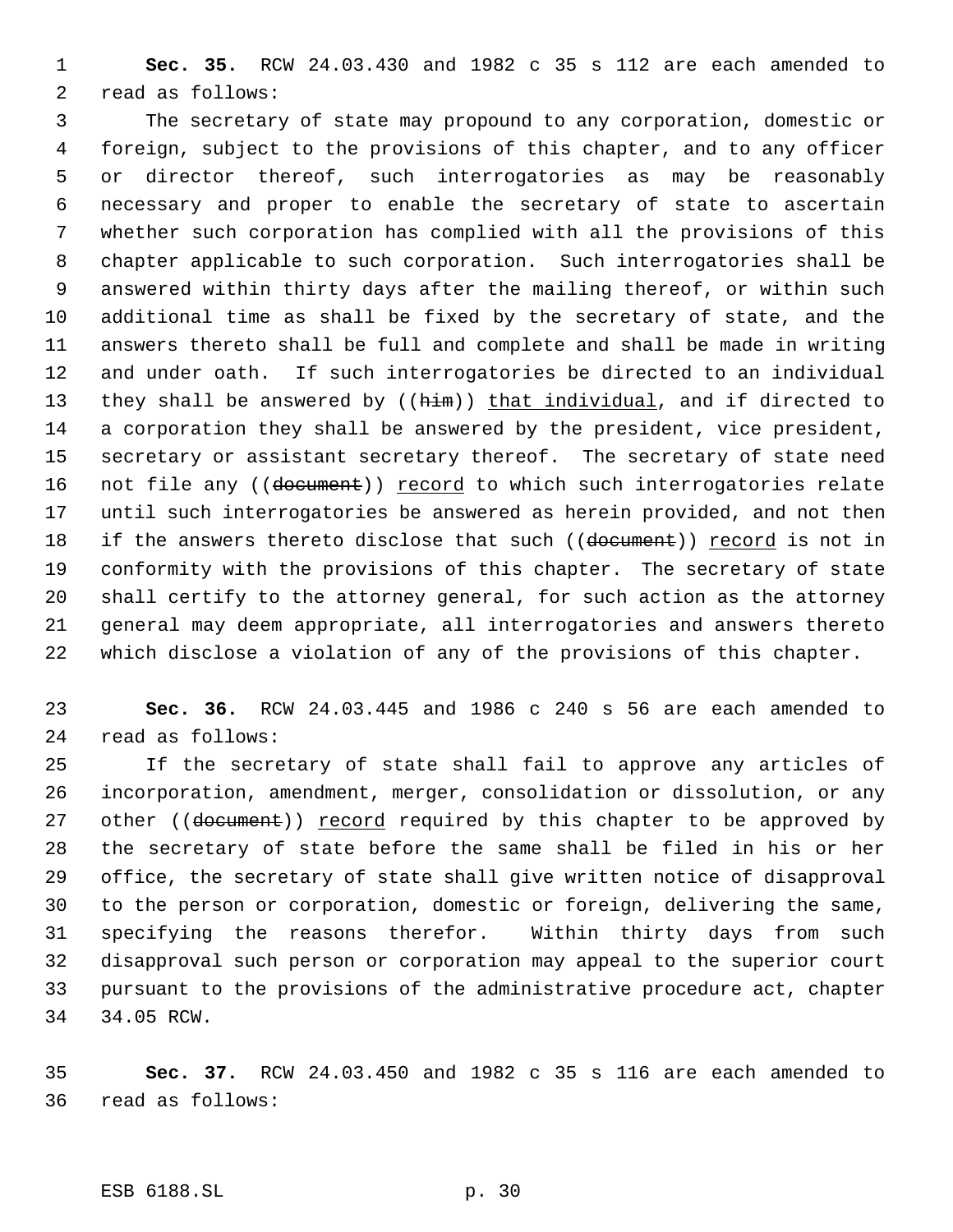**Sec. 35.** RCW 24.03.430 and 1982 c 35 s 112 are each amended to read as follows:

The secretary of state may propound to any corporation, domestic or foreign, subject to the provisions of this chapter, and to any officer or director thereof, such interrogatories as may be reasonably necessary and proper to enable the secretary of state to ascertain whether such corporation has complied with all the provisions of this chapter applicable to such corporation. Such interrogatories shall be answered within thirty days after the mailing thereof, or within such additional time as shall be fixed by the secretary of state, and the answers thereto shall be full and complete and shall be made in writing and under oath. If such interrogatories be directed to an individual they shall be answered by ((~~him~~)) <u>that individual</u>, and if directed to a corporation they shall be answered by the president, vice president, secretary or assistant secretary thereof. The secretary of state need not file any ((~~document~~)) <u>record</u> to which such interrogatories relate until such interrogatories be answered as herein provided, and not then if the answers thereto disclose that such ((~~document~~)) <u>record</u> is not in conformity with the provisions of this chapter. The secretary of state shall certify to the attorney general, for such action as the attorney general may deem appropriate, all interrogatories and answers thereto which disclose a violation of any of the provisions of this chapter.

**Sec. 36.** RCW 24.03.445 and 1986 c 240 s 56 are each amended to read as follows:

If the secretary of state shall fail to approve any articles of incorporation, amendment, merger, consolidation or dissolution, or any other ((~~document~~)) <u>record</u> required by this chapter to be approved by the secretary of state before the same shall be filed in his or her office, the secretary of state shall give written notice of disapproval to the person or corporation, domestic or foreign, delivering the same, specifying the reasons therefor. Within thirty days from such disapproval such person or corporation may appeal to the superior court pursuant to the provisions of the administrative procedure act, chapter 34.05 RCW.

**Sec. 37.** RCW 24.03.450 and 1982 c 35 s 116 are each amended to read as follows: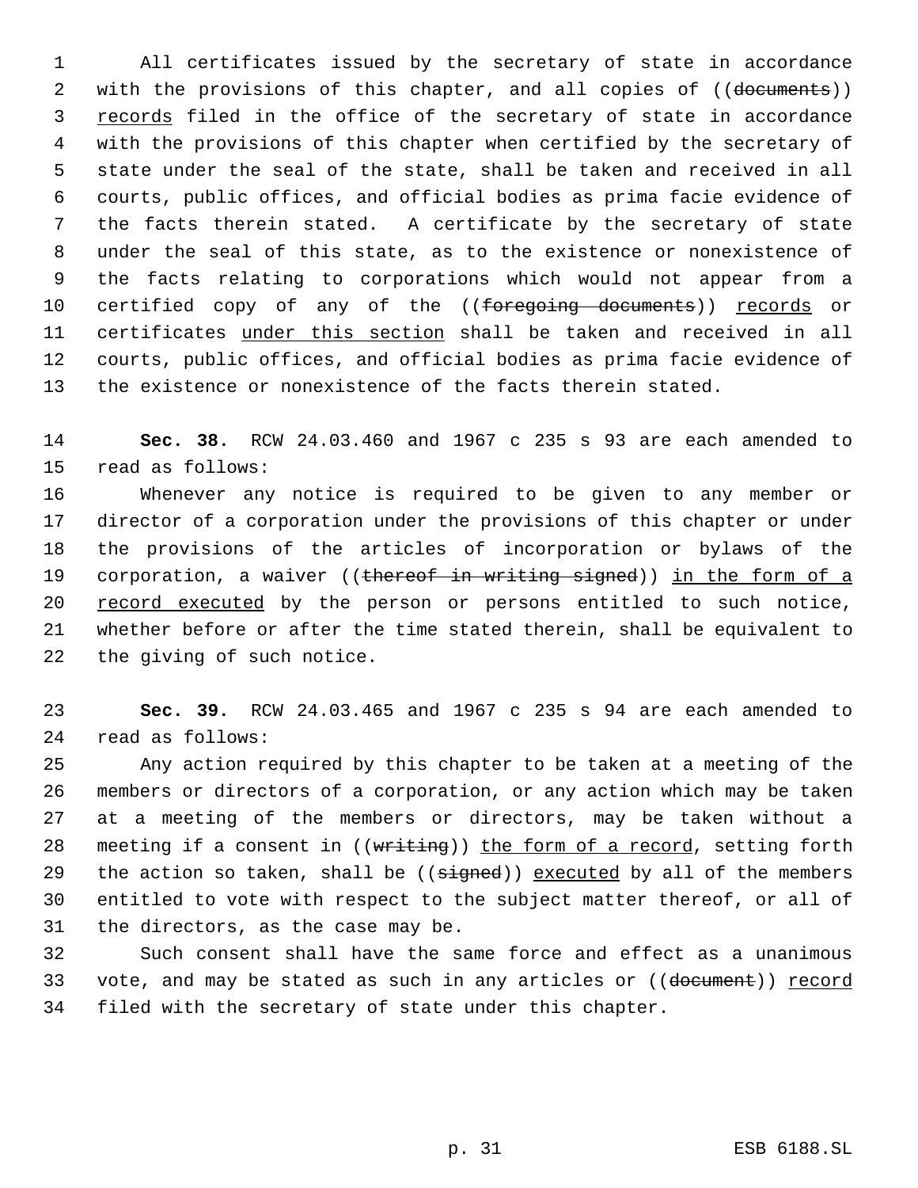All certificates issued by the secretary of state in accordance with the provisions of this chapter, and all copies of ((~~documents~~)) <u>records</u> filed in the office of the secretary of state in accordance with the provisions of this chapter when certified by the secretary of state under the seal of the state, shall be taken and received in all courts, public offices, and official bodies as prima facie evidence of the facts therein stated. A certificate by the secretary of state under the seal of this state, as to the existence or nonexistence of the facts relating to corporations which would not appear from a certified copy of any of the ((~~foregoing documents~~)) <u>records</u> or certificates <u>under this section</u> shall be taken and received in all courts, public offices, and official bodies as prima facie evidence of the existence or nonexistence of the facts therein stated.

**Sec. 38.** RCW 24.03.460 and 1967 c 235 s 93 are each amended to read as follows:

Whenever any notice is required to be given to any member or director of a corporation under the provisions of this chapter or under the provisions of the articles of incorporation or bylaws of the corporation, a waiver ((~~thereof in writing signed~~)) <u>in the form of a record executed</u> by the person or persons entitled to such notice, whether before or after the time stated therein, shall be equivalent to the giving of such notice.

**Sec. 39.** RCW 24.03.465 and 1967 c 235 s 94 are each amended to read as follows:

Any action required by this chapter to be taken at a meeting of the members or directors of a corporation, or any action which may be taken at a meeting of the members or directors, may be taken without a meeting if a consent in ((~~writing~~)) <u>the form of a record</u>, setting forth the action so taken, shall be ((~~signed~~)) <u>executed</u> by all of the members entitled to vote with respect to the subject matter thereof, or all of the directors, as the case may be.

Such consent shall have the same force and effect as a unanimous vote, and may be stated as such in any articles or ((~~document~~)) <u>record</u> filed with the secretary of state under this chapter.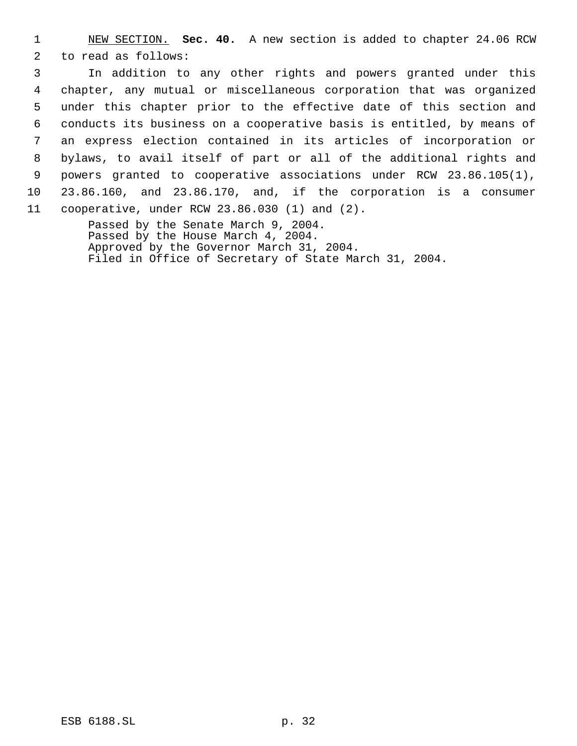NEW SECTION. **Sec. 40.** A new section is added to chapter 24.06 RCW to read as follows:

In addition to any other rights and powers granted under this chapter, any mutual or miscellaneous corporation that was organized under this chapter prior to the effective date of this section and conducts its business on a cooperative basis is entitled, by means of an express election contained in its articles of incorporation or bylaws, to avail itself of part or all of the additional rights and powers granted to cooperative associations under RCW 23.86.105(1), 23.86.160, and 23.86.170, and, if the corporation is a consumer cooperative, under RCW 23.86.030 (1) and (2).

Passed by the Senate March 9, 2004.
Passed by the House March 4, 2004.
Approved by the Governor March 31, 2004.
Filed in Office of Secretary of State March 31, 2004.